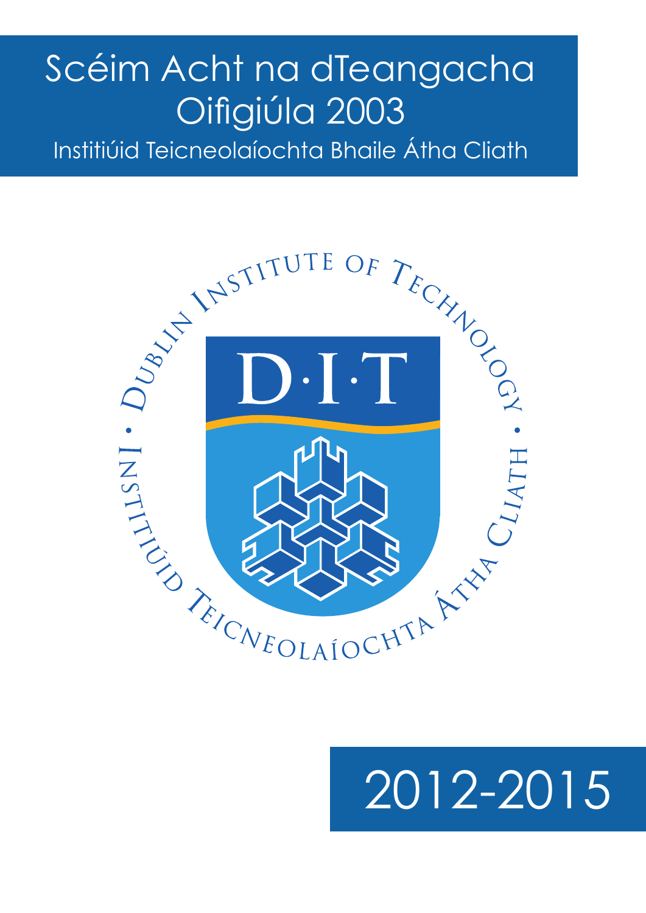# Scéim Acht na dTeangacha Oifigiúla 2003

Institiúid Teicneolaíochta Bhaile Átha Cliath

Dublin Institute of Technology · Institiúid Teicneolaíochta Átha Cliath ·

D·I·T

2012-2015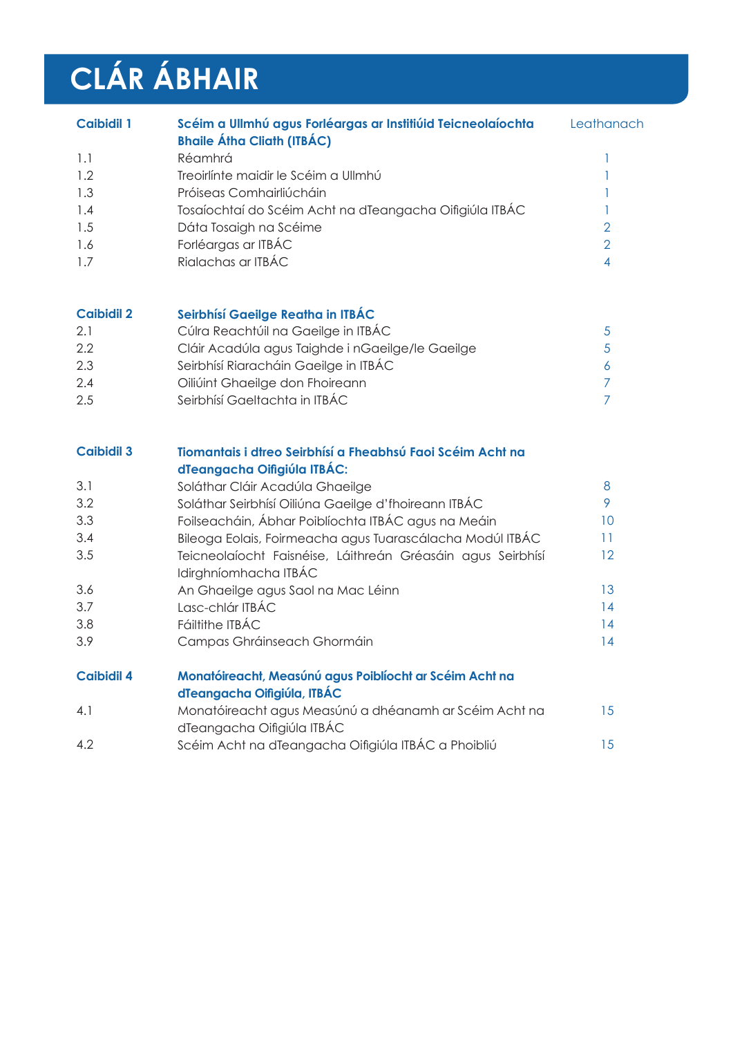# CLÁR ÁBHAIR

| | | |
|---|---|---|
| **Caibidil 1** | **Scéim a Ullmhú agus Forléargas ar Institiúid Teicneolaíochta Bhaile Átha Cliath (ITBÁC)** | Leathanach |
| 1.1 | Réamhrá | 1 |
| 1.2 | Treoirlínte maidir le Scéim a Ullmhú | 1 |
| 1.3 | Próiseas Comhairliúcháin | 1 |
| 1.4 | Tosaíochtaí do Scéim Acht na dTeangacha Oifigiúla ITBÁC | 1 |
| 1.5 | Dáta Tosaigh na Scéime | 2 |
| 1.6 | Forléargas ar ITBÁC | 2 |
| 1.7 | Rialachas ar ITBÁC | 4 |
| **Caibidil 2** | **Seirbhísí Gaeilge Reatha in ITBÁC** | |
| 2.1 | Cúlra Reachtúil na Gaeilge in ITBÁC | 5 |
| 2.2 | Cláir Acadúla agus Taighde i nGaeilge/le Gaeilge | 5 |
| 2.3 | Seirbhísí Riaracháin Gaeilge in ITBÁC | 6 |
| 2.4 | Oiliúint Ghaeilge don Fhoireann | 7 |
| 2.5 | Seirbhísí Gaeltachta in ITBÁC | 7 |
| **Caibidil 3** | **Tiomantais i dtreo Seirbhísí a Fheabhsú Faoi Scéim Acht na dTeangacha Oifigiúla ITBÁC:** | |
| 3.1 | Soláthar Cláir Acadúla Ghaeilge | 8 |
| 3.2 | Soláthar Seirbhísí Oiliúna Gaeilge d'fhoireann ITBÁC | 9 |
| 3.3 | Foilseacháin, Ábhar Poiblíochta ITBÁC agus na Meáin | 10 |
| 3.4 | Bileoga Eolais, Foirmeacha agus Tuarascálacha Modúl ITBÁC | 11 |
| 3.5 | Teicneolaíocht Faisnéise, Láithreán Gréasáin agus Seirbhísí Idirghníomhacha ITBÁC | 12 |
| 3.6 | An Ghaeilge agus Saol na Mac Léinn | 13 |
| 3.7 | Lasc-chlár ITBÁC | 14 |
| 3.8 | Fáiltithe ITBÁC | 14 |
| 3.9 | Campas Ghráinseach Ghormáin | 14 |
| **Caibidil 4** | **Monatóireacht, Measúnú agus Poiblíocht ar Scéim Acht na dTeangacha Oifigiúla, ITBÁC** | |
| 4.1 | Monatóireacht agus Measúnú a dhéanamh ar Scéim Acht na dTeangacha Oifigiúla ITBÁC | 15 |
| 4.2 | Scéim Acht na dTeangacha Oifigiúla ITBÁC a Phoibliú | 15 |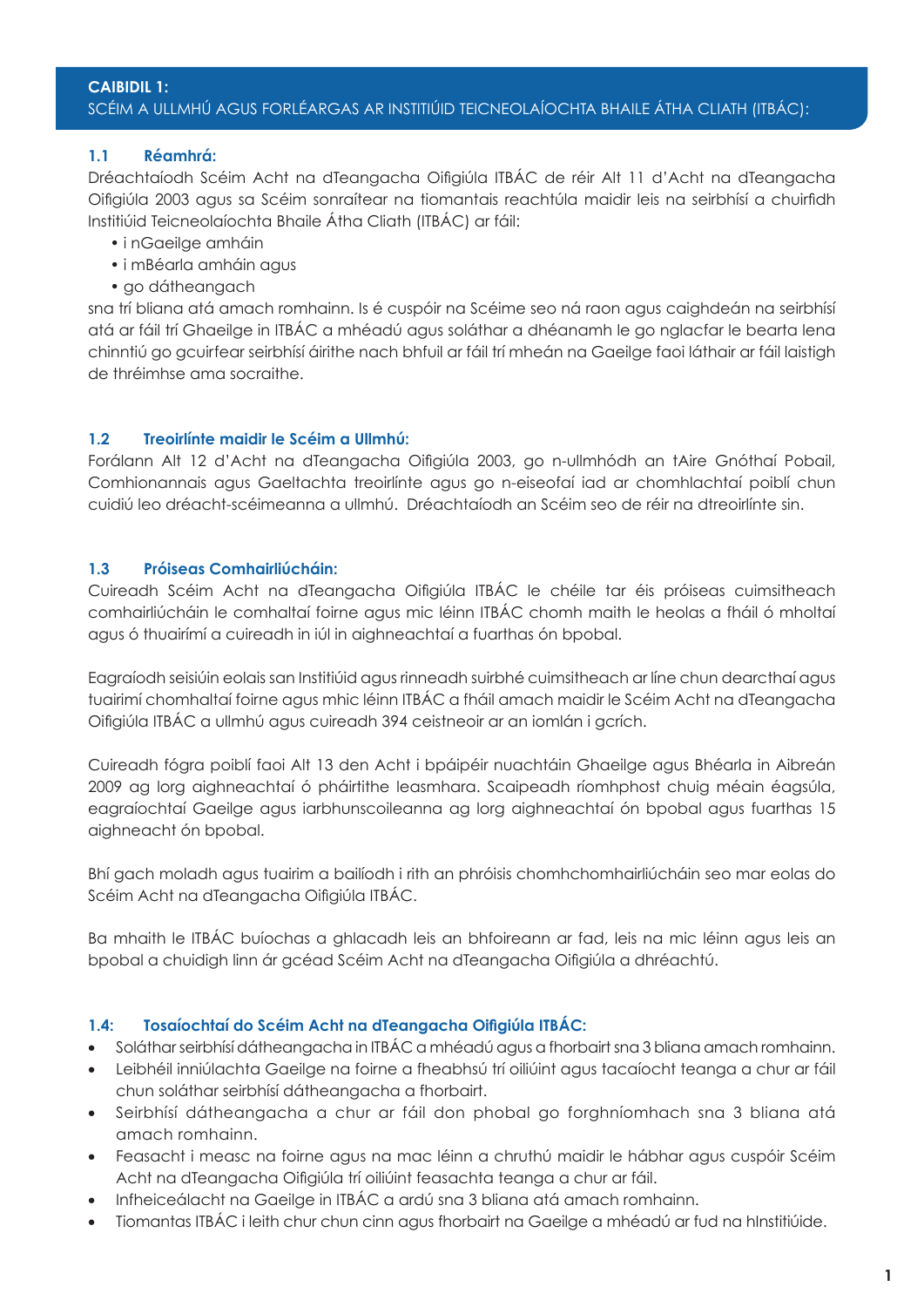## CAIBIDIL 1:
SCÉIM A ULLMHÚ AGUS FORLÉARGAS AR INSTITIÚID TEICNEOLAÍOCHTA BHAILE ÁTHA CLIATH (ITBÁC):

### 1.1 Réamhrá:

Dréachtaíodh Scéim Acht na dTeangacha Oifigiúla ITBÁC de réir Alt 11 d'Acht na dTeangacha Oifigiúla 2003 agus sa Scéim sonraítear na tiomantais reachtúla maidir leis na seirbhísí a chuirfidh Institiúid Teicneolaíochta Bhaile Átha Cliath (ITBÁC) ar fáil:

- i nGaeilge amháin
- i mBéarla amháin agus
- go dátheangach

sna trí bliana atá amach romhainn. Is é cuspóir na Scéime seo ná raon agus caighdeán na seirbhísí atá ar fáil trí Ghaeilge in ITBÁC a mhéadú agus soláthar a dhéanamh le go nglacfar le bearta lena chinntiú go gcuirfear seirbhísí áirithe nach bhfuil ar fáil trí mheán na Gaeilge faoi láthair ar fáil laistigh de thréimhse ama socraithe.

### 1.2 Treoirlínte maidir le Scéim a Ullmhú:

Forálann Alt 12 d'Acht na dTeangacha Oifigiúla 2003, go n-ullmhódh an tAire Gnóthaí Pobail, Comhionannais agus Gaeltachta treoirlínte agus go n-eiseofaí iad ar chomhlachtaí poiblí chun cuidiú leo dréacht-scéimeanna a ullmhú. Dréachtaíodh an Scéim seo de réir na dtreoirlínte sin.

### 1.3 Próiseas Comhairliúcháin:

Cuireadh Scéim Acht na dTeangacha Oifigiúla ITBÁC le chéile tar éis próiseas cuimsitheach comhairliúcháin le comhaltaí foirne agus mic léinn ITBÁC chomh maith le heolas a fháil ó mholtaí agus ó thuairímí a cuireadh in iúl in aighneachtaí a fuarthas ón bpobal.

Eagraíodh seisiúin eolais san Institiúid agus rinneadh suirbhé cuimsitheach ar líne chun dearcthaí agus tuairimí chomhaltaí foirne agus mhic léinn ITBÁC a fháil amach maidir le Scéim Acht na dTeangacha Oifigiúla ITBÁC a ullmhú agus cuireadh 394 ceistneoir ar an iomlán i gcrích.

Cuireadh fógra poiblí faoi Alt 13 den Acht i bpáipéir nuachtáin Ghaeilge agus Bhéarla in Aibreán 2009 ag lorg aighneachtaí ó pháirtithe leasmhara. Scaipeadh ríomhphost chuig méain éagsúla, eagraíochtaí Gaeilge agus iarbhunscoileanna ag lorg aighneachtaí ón bpobal agus fuarthas 15 aighneacht ón bpobal.

Bhí gach moladh agus tuairim a bailíodh i rith an phróisis chomhchomhairliúcháin seo mar eolas do Scéim Acht na dTeangacha Oifigiúla ITBÁC.

Ba mhaith le ITBÁC buíochas a ghlacadh leis an bhfoireann ar fad, leis na mic léinn agus leis an bpobal a chuidigh linn ár gcéad Scéim Acht na dTeangacha Oifigiúla a dhréachtú.

### 1.4: Tosaíochtaí do Scéim Acht na dTeangacha Oifigiúla ITBÁC:

- Soláthar seirbhísí dátheangacha in ITBÁC a mhéadú agus a fhorbairt sna 3 bliana amach romhainn.
- Leibhéil inniúlachta Gaeilge na foirne a fheabhsú trí oiliúint agus tacaíocht teanga a chur ar fáil chun soláthar seirbhísí dátheangacha a fhorbairt.
- Seirbhísí dátheangacha a chur ar fáil don phobal go forghníomhach sna 3 bliana atá amach romhainn.
- Feasacht i measc na foirne agus na mac léinn a chruthú maidir le hábhar agus cuspóir Scéim Acht na dTeangacha Oifigiúla trí oiliúint feasachta teanga a chur ar fáil.
- Infheiceálacht na Gaeilge in ITBÁC a ardú sna 3 bliana atá amach romhainn.
- Tiomantas ITBÁC i leith chur chun cinn agus fhorbairt na Gaeilge a mhéadú ar fud na hInstitiúide.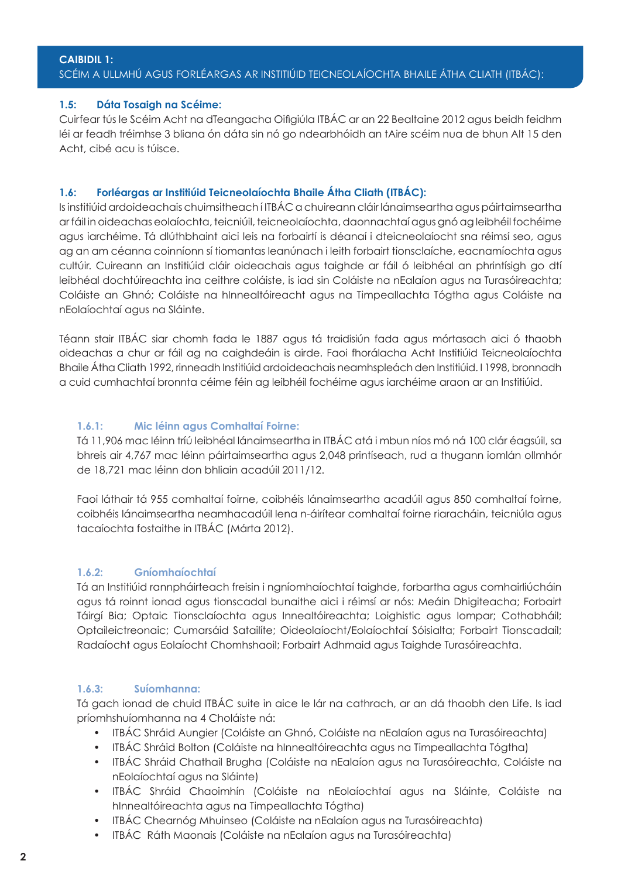**CAIBIDIL 1:**
SCÉIM A ULLMHÚ AGUS FORLÉARGAS AR INSTITIÚID TEICNEOLAÍOCHTA BHAILE ÁTHA CLIATH (ITBÁC):

### 1.5: Dáta Tosaigh na Scéime:

Cuirfear tús le Scéim Acht na dTeangacha Oifigiúla ITBÁC ar an 22 Bealtaine 2012 agus beidh feidhm léi ar feadh tréimhse 3 bliana ón dáta sin nó go ndearbhóidh an tAire scéim nua de bhun Alt 15 den Acht, cibé acu is túisce.

### 1.6: Forléargas ar Institiúid Teicneolaíochta Bhaile Átha Cliath (ITBÁC):

Is institiúid ardoideachais chuimsitheach í ITBÁC a chuireann cláir lánaimseartha agus páirtaimseartha ar fáil in oideachas eolaíochta, teicniúil, teicneolaíochta, daonnachtaí agus gnó ag leibhéil fochéime agus iarchéime. Tá dlúthbhaint aici leis na forbairtí is déanaí i dteicneolaíocht sna réimsí seo, agus ag an am céanna coinníonn sí tiomantas leanúnach i leith forbairt tionsclaíche, eacnamíochta agus cultúir. Cuireann an Institiúid cláir oideachais agus taighde ar fáil ó leibhéal an phrintísigh go dtí leibhéal dochtúireachta ina ceithre coláiste, is iad sin Coláiste na nEalaíon agus na Turasóireachta; Coláiste an Ghnó; Coláiste na hInnealtóireacht agus na Timpeallachta Tógtha agus Coláiste na nEolaíochtaí agus na Sláinte.

Téann stair ITBÁC siar chomh fada le 1887 agus tá traidisiún fada agus mórtasach aici ó thaobh oideachas a chur ar fáil ag na caighdeáin is airde. Faoi fhorálacha Acht Institiúid Teicneolaíochta Bhaile Átha Cliath 1992, rinneadh Institiúid ardoideachais neamhspleách den Institiúid. I 1998, bronnadh a cuid cumhachtaí bronnta céime féin ag leibhéil fochéime agus iarchéime araon ar an Institiúid.

#### 1.6.1: Mic léinn agus Comhaltaí Foirne:

Tá 11,906 mac léinn tríú leibhéal lánaimseartha in ITBÁC atá i mbun níos mó ná 100 clár éagsúil, sa bhreis air 4,767 mac léinn páirtaimseartha agus 2,048 printíseach, rud a thugann iomlán ollmhór de 18,721 mac léinn don bhliain acadúil 2011/12.

Faoi láthair tá 955 comhaltaí foirne, coibhéis lánaimseartha acadúil agus 850 comhaltaí foirne, coibhéis lánaimseartha neamhacadúil lena n-áirítear comhaltaí foirne riaracháin, teicniúla agus tacaíochta fostaithe in ITBÁC (Márta 2012).

#### 1.6.2: Gníomhaíochtaí

Tá an Institiúid rannpháirteach freisin i ngníomhaíochtaí taighde, forbartha agus comhairliúcháin agus tá roinnt ionad agus tionscadal bunaithe aici i réimsí ar nós: Meáin Dhigiteacha; Forbairt Táirgí Bia; Optaic Tionsclaíochta agus Innealtóireachta; Loighistic agus Iompar; Cothabháil; Optaileictreonaic; Cumarsáid Satailíte; Oideolaíocht/Eolaíochtaí Sóisialta; Forbairt Tionscadail; Radaíocht agus Eolaíocht Chomhshaoil; Forbairt Adhmaid agus Taighde Turasóireachta.

#### 1.6.3: Suíomhanna:

Tá gach ionad de chuid ITBÁC suite in aice le lár na cathrach, ar an dá thaobh den Life. Is iad príomhshuíomhanna na 4 Choláiste ná:

- ITBÁC Sráid Aungier (Coláiste an Ghnó, Coláiste na nEalaíon agus na Turasóireachta)
- ITBÁC Sráid Bolton (Coláiste na hInnealtóireachta agus na Timpeallachta Tógtha)
- ITBÁC Sráid Chathail Brugha (Coláiste na nEalaíon agus na Turasóireachta, Coláiste na nEolaíochtaí agus na Sláinte)
- ITBÁC Sráid Chaoimhín (Coláiste na nEolaíochtaí agus na Sláinte, Coláiste na hInnealtóireachta agus na Timpeallachta Tógtha)
- ITBÁC Chearnóg Mhuinseo (Coláiste na nEalaíon agus na Turasóireachta)
- ITBÁC Ráth Maonais (Coláiste na nEalaíon agus na Turasóireachta)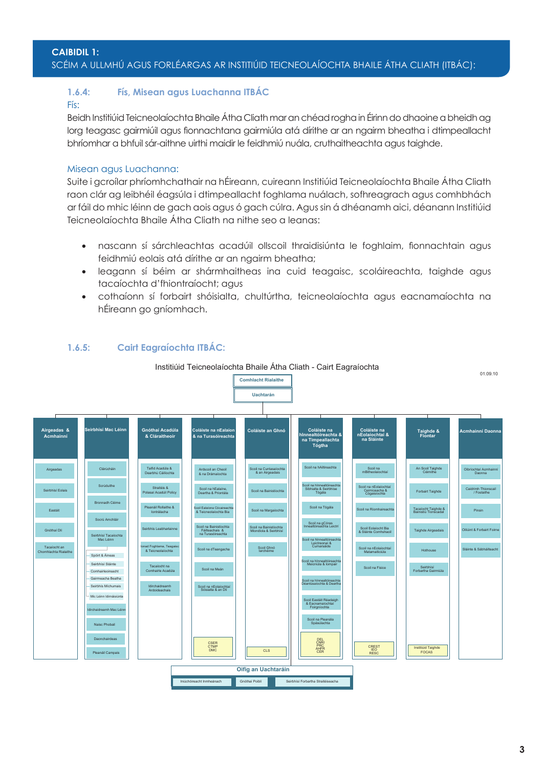**CAIBIDIL 1:**
SCÉIM A ULLMHÚ AGUS FORLÉARGAS AR INSTITIÚID TEICNEOLAÍOCHTA BHAILE ÁTHA CLIATH (ITBÁC):

### 1.6.4: Fís, Misean agus Luachanna ITBÁC

Fís:

Beidh Institiúid Teicneolaíochta Bhaile Átha Cliath mar an chéad rogha in Éirinn do dhaoine a bheidh ag lorg teagasc gairmiúil agus fionnachtana gairmiúla atá dírithe ar an ngairm bheatha i dtimpeallacht bhríomhar a bhfuil sár-aithne uirthi maidir le feidhmiú nuála, cruthaitheachta agus taighde.

Misean agus Luachanna:

Suite i gcroílar phríomhchathair na hÉireann, cuireann Institiúid Teicneolaíochta Bhaile Átha Cliath raon clár ag leibhéil éagsúla i dtimpeallacht foghlama nuálach, sofhreagrach agus comhbhách ar fáil do mhic léinn de gach aois agus ó gach cúlra. Agus sin á dhéanamh aici, déanann Institiúid Teicneolaíochta Bhaile Átha Cliath na nithe seo a leanas:

- nascann sí sárchleachtas acadúil ollscoil thraidisiúnta le foghlaim, fionnachtain agus feidhmiú eolais atá dírithe ar an ngairm bheatha;
- leagann sí béim ar shármhaitheas ina cuid teagaisc, scoláireachta, taighde agus tacaíochta d'fhiontraíocht; agus
- cothaíonn sí forbairt shóisialta, chultúrtha, teicneolaíochta agus eacnamaíochta na hÉireann go gníomhach.

### 1.6.5: Cairt Eagraíochta ITBÁC:

Institiúid Teicneolaíochta Bhaile Átha Cliath - Cairt Eagraíochta

01.09.10

Comhlacht Rialaithe

Uachtarán

| Airgeadas & Acmhainní | Seirbhísí Mac Léinn | Gnóthaí Acadúla & Cláraitheoir | Coláiste na nEalaíon & na Turasóireachta | Coláiste an Ghnó | Coláiste na hInnealtóireachta & na Timpeallachta Tógtha | Coláiste na nEolaíochtaí & na Sláinte | Taighde & Fiontar | Acmhainní Daonna |
|---|---|---|---|---|---|---|---|---|
| Airgeadas | Clárúchán | Taifid Acadúla & Dearbhú Cáilíochta | Ardscoil an Cheoil & na Drámaíochta | Scoil na Cuntasaíochta & an Airgeadais | Scoil na hAiltireachta | Scoil na mBitheolaíochtaí | An Scoil Taighde Céimithe | Oibríochtaí Acmhainní Daonna |
| Seirbhísí Eolais | Scrúduithe | Straitéis & Polasaí Acadúil Policy | Scoil na hEalaíne, Deartha & Priontála | Scoil na Bainistíochta | Scoil na hInnealtóireachta Sibhialta & Seirbhíse Tógála | Scoil na nEolaíochtaí Ceimiceacha & Cógaisíochta | Forbairt Taighde | Caidreamh Thionscail / Fostaithe |
| Eastáit | Bronnadh Céime | Pleanáil Rollaithe & Iontrálacha | Scoil Ealaíona Cócaireachta & Teicneolaíochta Bia | Scoil na Margaíochta | Scoil na Tógála | Scoil na Ríomhaireachta | Tacaíocht Taighde & Bainistiú Tionscadal | Pinsin |
| Gnóthaí Dlí | Socrú Amchlár | Seirbhís Leabharlainne | Scoil na Bainistíochta Fáilteachais & na Turasóireachta | Scoil na Bainistíochta Miondíola & Seirbhísí | Scoil na gCóras Innealtóireachta Leictrí | Scoil Eolaíocht Bia & Sláinte Comhshaoil | Taighde Airgeadais | Oiliúint & Forbairt Foirne |
| Tacaíocht an Chomhlachta Rialaithe | Seirbhísí Tacaíochta Mac Léinn | Ionad Foghlama, Teagaisc & Teicneolaíochta | Scoil na dTeangacha | Scoil Ghnó Iarchéime | Scoil na hInnealtóireachta Leictreonaí & Cumarsáide | Scoil na nEolaíochtaí Matamaiticiúla | Hothouse | Sláinte & Sábháilteacht |
| | Spórt & Áineas | Tacaíocht na Comhairle Acadúla | Scoil na Meán | | Scoil na hInnealtóireachta Meicniúla & Iompair | Scoil na Fisice | Seirbhísí Forbartha Gairmiúla | |
| | Seirbhísí Sláinte | Idirchaidreamh Ardoideachais | Scoil na nEolaíochtaí Sóisialta & an Dlí | | Scoil na hInnealtóireachta Déantúsaíochta & Deartha | | | |
| | Comhairleoireacht | | | | Scoil Eastáit Réadaigh & Eacnamaíochtaí Foirgníochta | | | |
| | Gairmeacha Beatha | | | | Scoil na Pleanála Spásúlachta | | | |
| | Seirbhís Míchumais | | | | | | | |
| | Mic Léinn Idirnáisiúnta | | | | | | | |
| | Idirchaidreamh Mac Léinn | | | | | | | |
| | Naisc Phobail | | | | | | | |
| | Daonchairdeas | | | | | | | |
| | Pleanáil Campais | | | | | | | |
| | | | CSER CTMP DMC | CLS | DEL CNRI PRC AHFR CER | CREST IEO RESC | Institiúid Taighde FOCAS | |

**Oifig an Uachtaráin**

| Iniúchóireacht Inmheánach | Gnóthaí Poiblí | Seirbhísí Forbartha Straitéiseacha |
|---|---|---|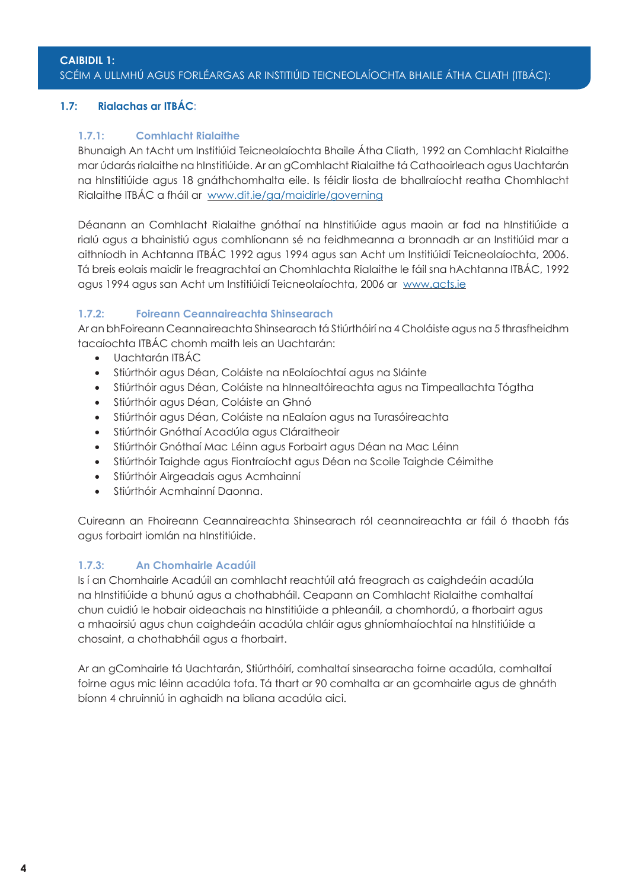**CAIBIDIL 1:**
SCÉIM A ULLMHÚ AGUS FORLÉARGAS AR INSTITIÚID TEICNEOLAÍOCHTA BHAILE ÁTHA CLIATH (ITBÁC):

## 1.7: Rialachas ar ITBÁC:

### 1.7.1: Comhlacht Rialaithe

Bhunaigh An tAcht um Institiúid Teicneolaíochta Bhaile Átha Cliath, 1992 an Comhlacht Rialaithe mar údarás rialaithe na hInstitiúide. Ar an gComhlacht Rialaithe tá Cathaoirleach agus Uachtarán na hInstitiúide agus 18 gnáthchomhalta eile. Is féidir liosta de bhallraíocht reatha Chomhlacht Rialaithe ITBÁC a fháil ar www.dit.ie/ga/maidirle/governing

Déanann an Comhlacht Rialaithe gnóthaí na hInstitiúide agus maoin ar fad na hInstitiúide a rialú agus a bhainistiú agus comhlíonann sé na feidhmeanna a bronnadh ar an Institiúid mar a aithníodh in Achtanna ITBÁC 1992 agus 1994 agus san Acht um Institiúidí Teicneolaíochta, 2006. Tá breis eolais maidir le freagrachtaí an Chomhlachta Rialaithe le fáil sna hAchtanna ITBÁC, 1992 agus 1994 agus san Acht um Institiúidí Teicneolaíochta, 2006 ar www.acts.ie

### 1.7.2: Foireann Ceannaireachta Shinsearach

Ar an bhFoireann Ceannaireachta Shinsearach tá Stiúrthóirí na 4 Choláiste agus na 5 thrasfheidhm tacaíochta ITBÁC chomh maith leis an Uachtarán:

- Uachtarán ITBÁC
- Stiúrthóir agus Déan, Coláiste na nEolaíochtaí agus na Sláinte
- Stiúrthóir agus Déan, Coláiste na hInnealtóireachta agus na Timpeallachta Tógtha
- Stiúrthóir agus Déan, Coláiste an Ghnó
- Stiúrthóir agus Déan, Coláiste na nEalaíon agus na Turasóireachta
- Stiúrthóir Gnóthaí Acadúla agus Cláraitheoir
- Stiúrthóir Gnóthaí Mac Léinn agus Forbairt agus Déan na Mac Léinn
- Stiúrthóir Taighde agus Fiontraíocht agus Déan na Scoile Taighde Céimithe
- Stiúrthóir Airgeadais agus Acmhainní
- Stiúrthóir Acmhainní Daonna.

Cuireann an Fhoireann Ceannaireachta Shinsearach ról ceannaireachta ar fáil ó thaobh fás agus forbairt iomlán na hInstitiúide.

### 1.7.3: An Chomhairle Acadúil

Is í an Chomhairle Acadúil an comhlacht reachtúil atá freagrach as caighdeáin acadúla na hInstitiúide a bhunú agus a chothabháil. Ceapann an Comhlacht Rialaithe comhaltaí chun cuidiú le hobair oideachais na hInstitiúide a phleanáil, a chomhordú, a fhorbairt agus a mhaoirsiú agus chun caighdeáin acadúla chláir agus ghníomhaíochtaí na hInstitiúide a chosaint, a chothabháil agus a fhorbairt.

Ar an gComhairle tá Uachtarán, Stiúrthóirí, comhaltaí sinsearacha foirne acadúla, comhaltaí foirne agus mic léinn acadúla tofa. Tá thart ar 90 comhalta ar an gcomhairle agus de ghnáth bíonn 4 chruinniú in aghaidh na bliana acadúla aici.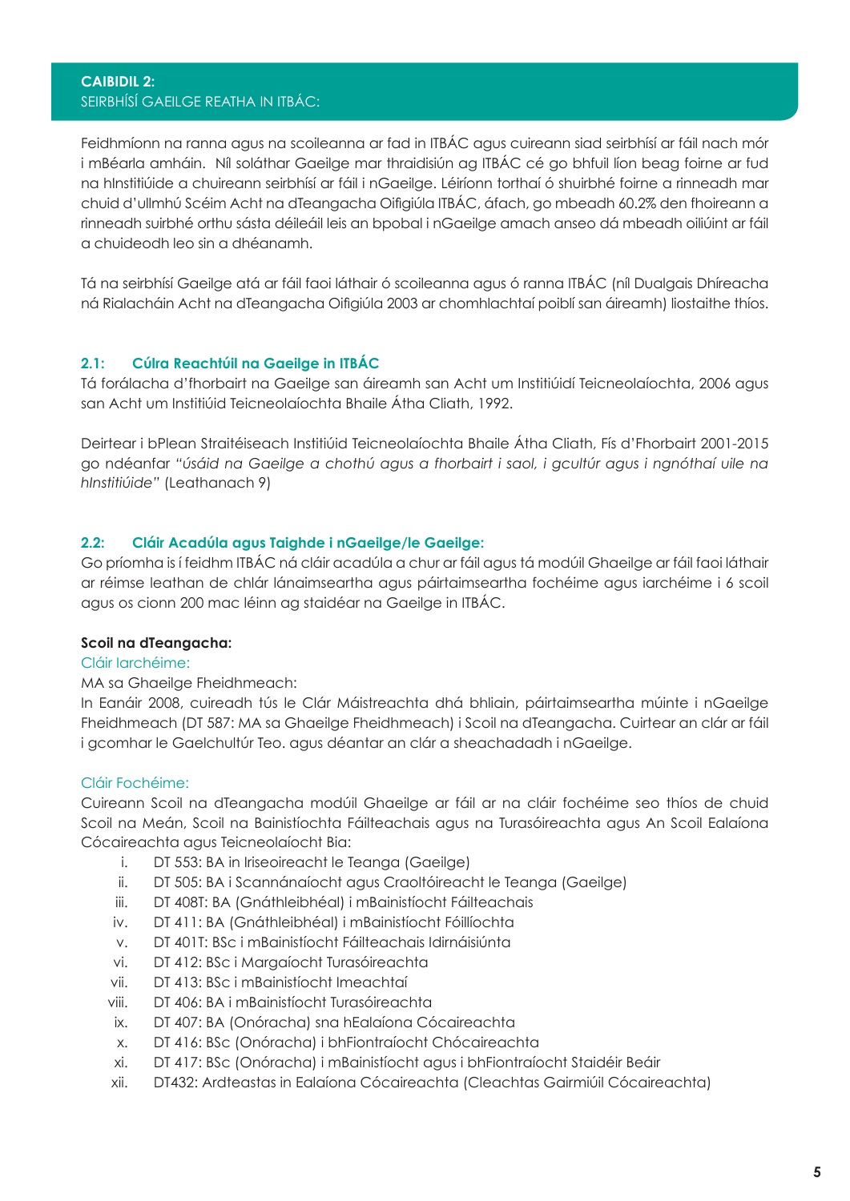## CAIBIDIL 2:
## SEIRBHÍSÍ GAEILGE REATHA IN ITBÁC:

Feidhmíonn na ranna agus na scoileanna ar fad in ITBÁC agus cuireann siad seirbhísí ar fáil nach mór i mBéarla amháin. Níl soláthar Gaeilge mar thraidisiún ag ITBÁC cé go bhfuil líon beag foirne ar fud na hInstitiúide a chuireann seirbhísí ar fáil i nGaeilge. Léiríonn torthaí ó shuirbhé foirne a rinneadh mar chuid d'ullmhú Scéim Acht na dTeangacha Oifigiúla ITBÁC, áfach, go mbeadh 60.2% den fhoireann a rinneadh suirbhé orthu sásta déileáil leis an bpobal i nGaeilge amach anseo dá mbeadh oiliúint ar fáil a chuideodh leo sin a dhéanamh.

Tá na seirbhísí Gaeilge atá ar fáil faoi láthair ó scoileanna agus ó ranna ITBÁC (níl Dualgais Dhíreacha ná Rialacháin Acht na dTeangacha Oifigiúla 2003 ar chomhlachtaí poiblí san áireamh) liostaithe thíos.

### 2.1: Cúlra Reachtúil na Gaeilge in ITBÁC

Tá forálacha d'fhorbairt na Gaeilge san áireamh san Acht um Institiúidí Teicneolaíochta, 2006 agus san Acht um Institiúid Teicneolaíochta Bhaile Átha Cliath, 1992.

Deirtear i bPlean Straitéiseach Institiúid Teicneolaíochta Bhaile Átha Cliath, Fís d'Fhorbairt 2001-2015 go ndéanfar *"úsáid na Gaeilge a chothú agus a fhorbairt i saol, i gcultúr agus i ngnóthaí uile na hInstitiúide"* (Leathanach 9)

### 2.2: Cláir Acadúla agus Taighde i nGaeilge/le Gaeilge:

Go príomha is í feidhm ITBÁC ná cláir acadúla a chur ar fáil agus tá modúil Ghaeilge ar fáil faoi láthair ar réimse leathan de chlár lánaimseartha agus páirtaimseartha fochéime agus iarchéime i 6 scoil agus os cionn 200 mac léinn ag staidéar na Gaeilge in ITBÁC.

**Scoil na dTeangacha:**

Cláir Iarchéime:

MA sa Ghaeilge Fheidhmeach:

In Eanáir 2008, cuireadh tús le Clár Máistreachta dhá bhliain, páirtaimseartha múinte i nGaeilge Fheidhmeach (DT 587: MA sa Ghaeilge Fheidhmeach) i Scoil na dTeangacha. Cuirtear an clár ar fáil i gcomhar le Gaelchultúr Teo. agus déantar an clár a sheachadadh i nGaeilge.

Cláir Fochéime:

Cuireann Scoil na dTeangacha modúil Ghaeilge ar fáil ar na cláir fochéime seo thíos de chuid Scoil na Meán, Scoil na Bainistíochta Fáilteachais agus na Turasóireachta agus An Scoil Ealaíona Cócaireachta agus Teicneolaíocht Bia:

i. DT 553: BA in Iriseoireacht le Teanga (Gaeilge)
ii. DT 505: BA i Scannánaíocht agus Craoltóireacht le Teanga (Gaeilge)
iii. DT 408T: BA (Gnáthleibhéal) i mBainistíocht Fáilteachais
iv. DT 411: BA (Gnáthleibhéal) i mBainistíocht Fóillíochta
v. DT 401T: BSc i mBainistíocht Fáilteachais Idirnáisiúnta
vi. DT 412: BSc i Margaíocht Turasóireachta
vii. DT 413: BSc i mBainistíocht Imeachtaí
viii. DT 406: BA i mBainistíocht Turasóireachta
ix. DT 407: BA (Onóracha) sna hEalaíona Cócaireachta
x. DT 416: BSc (Onóracha) i bhFiontraíocht Chócaireachta
xi. DT 417: BSc (Onóracha) i mBainistíocht agus i bhFiontraíocht Staidéir Beáir
xii. DT432: Ardteastas in Ealaíona Cócaireachta (Cleachtas Gairmiúil Cócaireachta)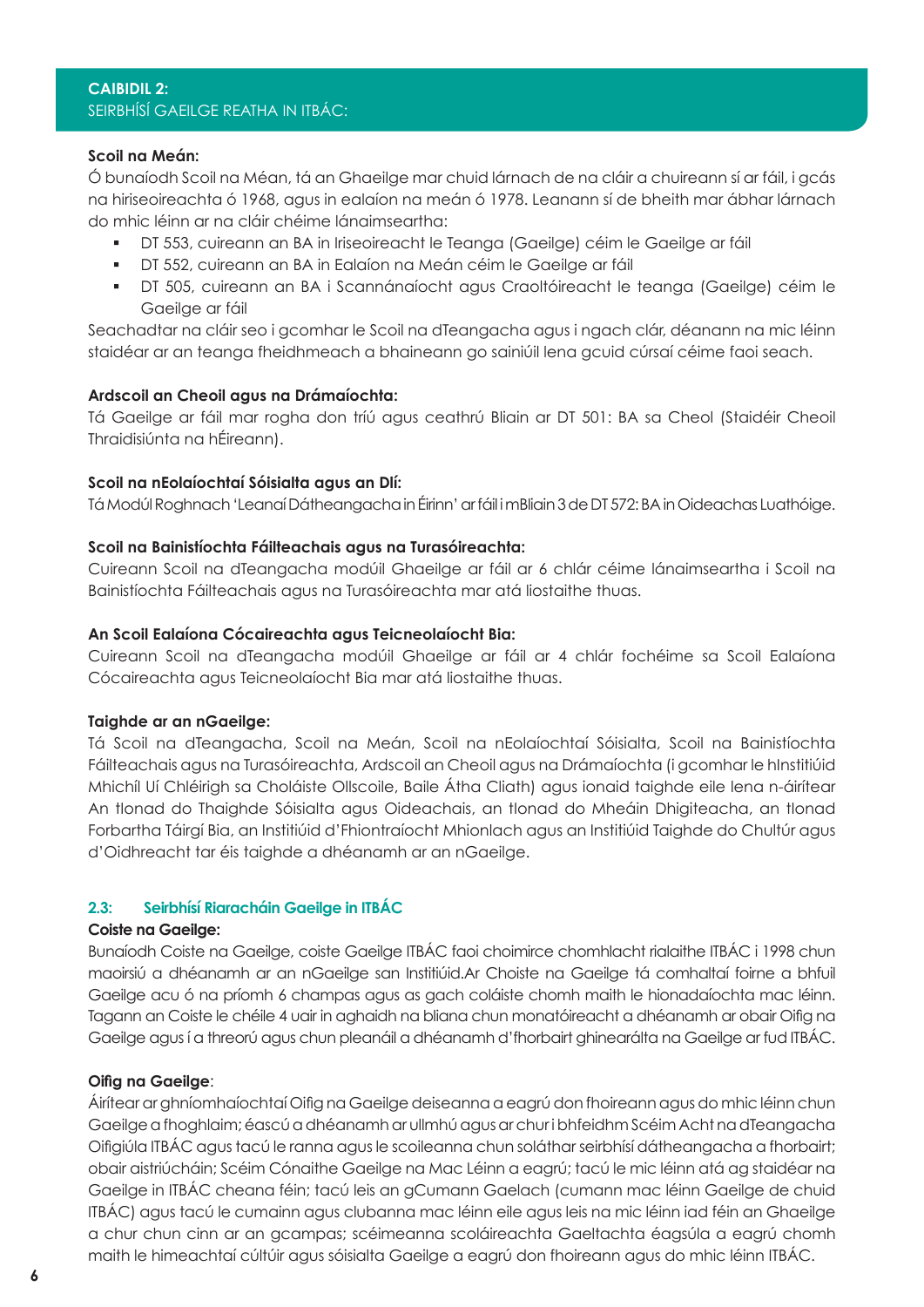**CAIBIDIL 2:**
SEIRBHÍSÍ GAEILGE REATHA IN ITBÁC:

**Scoil na Meán:**
Ó bunaíodh Scoil na Méan, tá an Ghaeilge mar chuid lárnach de na cláir a chuireann sí ar fáil, i gcás na hiriseoireachta ó 1968, agus in ealaíon na meán ó 1978. Leanann sí de bheith mar ábhar lárnach do mhic léinn ar na cláir chéime lánaimseartha:

- DT 553, cuireann an BA in Iriseoireacht le Teanga (Gaeilge) céim le Gaeilge ar fáil
- DT 552, cuireann an BA in Ealaíon na Meán céim le Gaeilge ar fáil
- DT 505, cuireann an BA i Scannánaíocht agus Craoltóireacht le teanga (Gaeilge) céim le Gaeilge ar fáil

Seachadtar na cláir seo i gcomhar le Scoil na dTeangacha agus i ngach clár, déanann na mic léinn staidéar ar an teanga fheidhmeach a bhaineann go sainiúil lena gcuid cúrsaí céime faoi seach.

**Ardscoil an Cheoil agus na Drámaíochta:**
Tá Gaeilge ar fáil mar rogha don tríú agus ceathrú Bliain ar DT 501: BA sa Cheol (Staidéir Cheoil Thraidisiúnta na hÉireann).

**Scoil na nEolaíochtaí Sóisialta agus an Dlí:**
Tá Modúl Roghnach 'Leanaí Dátheangacha in Éirinn' ar fáil i mBliain 3 de DT 572: BA in Oideachas Luathóige.

**Scoil na Bainistíochta Fáilteachais agus na Turasóireachta:**
Cuireann Scoil na dTeangacha modúil Ghaeilge ar fáil ar 6 chlár céime lánaimseartha i Scoil na Bainistíochta Fáilteachais agus na Turasóireachta mar atá liostaithe thuas.

**An Scoil Ealaíona Cócaireachta agus Teicneolaíocht Bia:**
Cuireann Scoil na dTeangacha modúil Ghaeilge ar fáil ar 4 chlár fochéime sa Scoil Ealaíona Cócaireachta agus Teicneolaíocht Bia mar atá liostaithe thuas.

**Taighde ar an nGaeilge:**
Tá Scoil na dTeangacha, Scoil na Meán, Scoil na nEolaíochtaí Sóisialta, Scoil na Bainistíochta Fáilteachais agus na Turasóireachta, Ardscoil an Cheoil agus na Drámaíochta (i gcomhar le hInstitiúid Mhichíl Uí Chléirigh sa Choláiste Ollscoile, Baile Átha Cliath) agus ionaid taighde eile lena n-áirítear An tIonad do Thaighde Sóisialta agus Oideachais, an tIonad do Mheáin Dhigiteacha, an tIonad Forbartha Táirgí Bia, an Institiúid d'Fhiontraíocht Mhionlach agus an Institiúid Taighde do Chultúr agus d'Oidhreacht tar éis taighde a dhéanamh ar an nGaeilge.

### 2.3: Seirbhísí Riaracháin Gaeilge in ITBÁC

**Coiste na Gaeilge:**
Bunaíodh Coiste na Gaeilge, coiste Gaeilge ITBÁC faoi choimirce chomhlacht rialaithe ITBÁC i 1998 chun maoirsiú a dhéanamh ar an nGaeilge san Institiúid.Ar Choiste na Gaeilge tá comhaltaí foirne a bhfuil Gaeilge acu ó na príomh 6 champas agus as gach coláiste chomh maith le hionadaíochta mac léinn. Tagann an Coiste le chéile 4 uair in aghaidh na bliana chun monatóireacht a dhéanamh ar obair Oifig na Gaeilge agus í a threorú agus chun pleanáil a dhéanamh d'fhorbairt ghinearálta na Gaeilge ar fud ITBÁC.

**Oifig na Gaeilge**:
Áirítear ar ghníomhaíochtaí Oifig na Gaeilge deiseanna a eagrú don fhoireann agus do mhic léinn chun Gaeilge a fhoghlaim; éascú a dhéanamh ar ullmhú agus ar chur i bhfeidhm Scéim Acht na dTeangacha Oifigiúla ITBÁC agus tacú le ranna agus le scoileanna chun soláthar seirbhísí dátheangacha a fhorbairt; obair aistriúcháin; Scéim Cónaithe Gaeilge na Mac Léinn a eagrú; tacú le mic léinn atá ag staidéar na Gaeilge in ITBÁC cheana féin; tacú leis an gCumann Gaelach (cumann mac léinn Gaeilge de chuid ITBÁC) agus tacú le cumainn agus clubanna mac léinn eile agus leis na mic léinn iad féin an Ghaeilge a chur chun cinn ar an gcampas; scéimeanna scoláireachta Gaeltachta éagsúla a eagrú chomh maith le himeachtaí cúltúir agus sóisialta Gaeilge a eagrú don fhoireann agus do mhic léinn ITBÁC.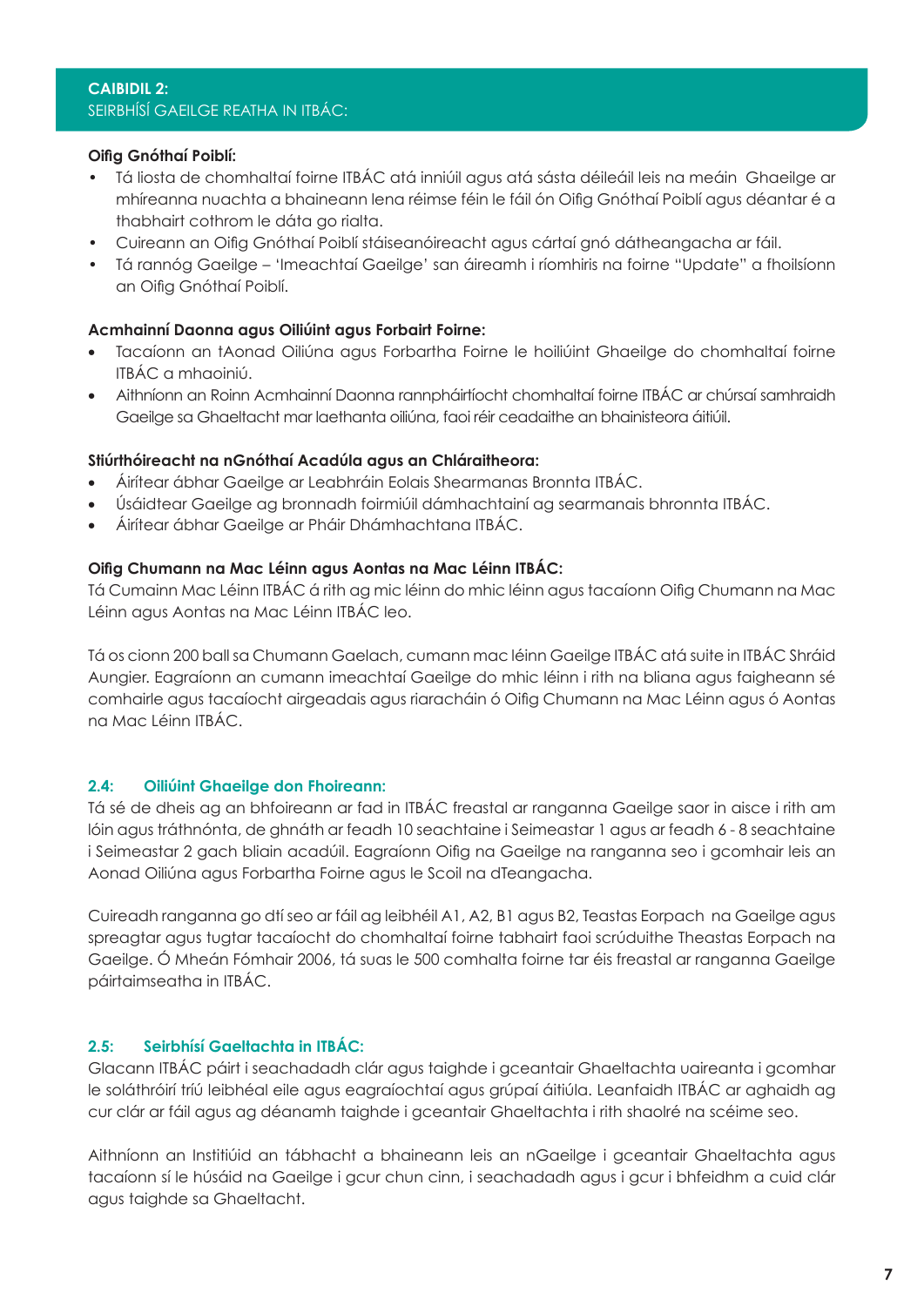## CAIBIDIL 2:
SEIRBHÍSÍ GAEILGE REATHA IN ITBÁC:

**Oifig Gnóthaí Poiblí:**

- Tá liosta de chomhaltaí foirne ITBÁC atá inniúil agus atá sásta déileáil leis na meáin Ghaeilge ar mhíreanna nuachta a bhaineann lena réimse féin le fáil ón Oifig Gnóthaí Poiblí agus déantar é a thabhairt cothrom le dáta go rialta.
- Cuireann an Oifig Gnóthaí Poiblí stáiseanóireacht agus cártaí gnó dátheangacha ar fáil.
- Tá rannóg Gaeilge – 'Imeachtaí Gaeilge' san áireamh i ríomhiris na foirne "Update" a fhoilsíonn an Oifig Gnóthaí Poiblí.

**Acmhainní Daonna agus Oiliúint agus Forbairt Foirne:**

- Tacaíonn an tAonad Oiliúna agus Forbartha Foirne le hoiliúint Ghaeilge do chomhaltaí foirne ITBÁC a mhaoiniú.
- Aithníonn an Roinn Acmhainní Daonna rannpháirtíocht chomhaltaí foirne ITBÁC ar chúrsaí samhraidh Gaeilge sa Ghaeltacht mar laethanta oiliúna, faoi réir ceadaithe an bhainisteora áitiúil.

**Stiúrthóireacht na nGnóthaí Acadúla agus an Chláraitheora:**

- Áirítear ábhar Gaeilge ar Leabhráin Eolais Shearmanas Bronnta ITBÁC.
- Úsáidtear Gaeilge ag bronnadh foirmiúil dámhachtainí ag searmanais bhronnta ITBÁC.
- Áirítear ábhar Gaeilge ar Pháir Dhámhachtana ITBÁC.

**Oifig Chumann na Mac Léinn agus Aontas na Mac Léinn ITBÁC:**

Tá Cumainn Mac Léinn ITBÁC á rith ag mic léinn do mhic léinn agus tacaíonn Oifig Chumann na Mac Léinn agus Aontas na Mac Léinn ITBÁC leo.

Tá os cionn 200 ball sa Chumann Gaelach, cumann mac léinn Gaeilge ITBÁC atá suite in ITBÁC Shráid Aungier. Eagraíonn an cumann imeachtaí Gaeilge do mhic léinn i rith na bliana agus faigheann sé comhairle agus tacaíocht airgeadais agus riaracháin ó Oifig Chumann na Mac Léinn agus ó Aontas na Mac Léinn ITBÁC.

### 2.4: Oiliúint Ghaeilge don Fhoireann:

Tá sé de dheis ag an bhfoireann ar fad in ITBÁC freastal ar ranganna Gaeilge saor in aisce i rith am lóin agus tráthnónta, de ghnáth ar feadh 10 seachtaine i Seimeastar 1 agus ar feadh 6 - 8 seachtaine i Seimeastar 2 gach bliain acadúil. Eagraíonn Oifig na Gaeilge na ranganna seo i gcomhair leis an Aonad Oiliúna agus Forbartha Foirne agus le Scoil na dTeangacha.

Cuireadh ranganna go dtí seo ar fáil ag leibhéil A1, A2, B1 agus B2, Teastas Eorpach na Gaeilge agus spreagtar agus tugtar tacaíocht do chomhaltaí foirne tabhairt faoi scrúduithe Theastas Eorpach na Gaeilge. Ó Mheán Fómhair 2006, tá suas le 500 comhalta foirne tar éis freastal ar ranganna Gaeilge páirtaimseatha in ITBÁC.

### 2.5: Seirbhísí Gaeltachta in ITBÁC:

Glacann ITBÁC páirt i seachadadh clár agus taighde i gceantair Ghaeltachta uaireanta i gcomhar le soláthróirí tríú leibhéal eile agus eagraíochtaí agus grúpaí áitiúla. Leanfaidh ITBÁC ar aghaidh ag cur clár ar fáil agus ag déanamh taighde i gceantair Ghaeltachta i rith shaolré na scéime seo.

Aithníonn an Institiúid an tábhacht a bhaineann leis an nGaeilge i gceantair Ghaeltachta agus tacaíonn sí le húsáid na Gaeilge i gcur chun cinn, i seachadadh agus i gcur i bhfeidhm a cuid clár agus taighde sa Ghaeltacht.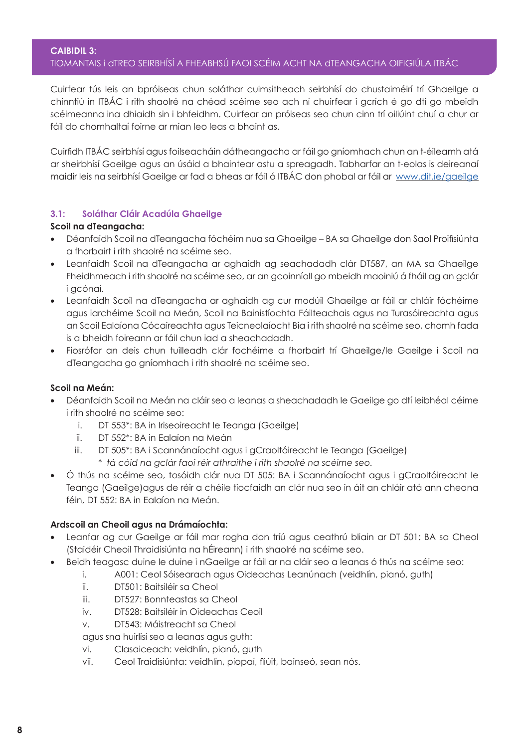## CAIBIDIL 3:
## TIOMANTAIS i dTREO SEIRBHÍSÍ A FHEABHSÚ FAOI SCÉIM ACHT NA dTEANGACHA OIFIGIÚLA ITBÁC

Cuirfear tús leis an bpróiseas chun soláthar cuimsitheach seirbhísí do chustaiméirí trí Ghaeilge a chinntiú in ITBÁC i rith shaolré na chéad scéime seo ach ní chuirfear i gcrích é go dtí go mbeidh scéimeanna ina dhiaidh sin i bhfeidhm. Cuirfear an próiseas seo chun cinn trí oiliúint chuí a chur ar fáil do chomhaltaí foirne ar mian leo leas a bhaint as.

Cuirfidh ITBÁC seirbhísí agus foilseacháin dátheangacha ar fáil go gníomhach chun an t-éileamh atá ar sheirbhísí Gaeilge agus an úsáid a bhaintear astu a spreagadh. Tabharfar an t-eolas is deireanaí maidir leis na seirbhísí Gaeilge ar fad a bheas ar fáil ó ITBÁC don phobal ar fáil ar [www.dit.ie/gaeilge](www.dit.ie/gaeilge)

### 3.1: Soláthar Cláir Acadúla Ghaeilge

**Scoil na dTeangacha:**

- Déanfaidh Scoil na dTeangacha fóchéim nua sa Ghaeilge – BA sa Ghaeilge don Saol Proifisiúnta a fhorbairt i rith shaolré na scéime seo.
- Leanfaidh Scoil na dTeangacha ar aghaidh ag seachadadh clár DT587, an MA sa Ghaeilge Fheidhmeach i rith shaolré na scéime seo, ar an gcoinníoll go mbeidh maoiniú á fháil ag an gclár i gcónaí.
- Leanfaidh Scoil na dTeangacha ar aghaidh ag cur modúil Ghaeilge ar fáil ar chláir fóchéime agus iarchéime Scoil na Meán, Scoil na Bainistíochta Fáilteachais agus na Turasóireachta agus an Scoil Ealaíona Cócaireachta agus Teicneolaíocht Bia i rith shaolré na scéime seo, chomh fada is a bheidh foireann ar fáil chun iad a sheachadadh.
- Fiosrófar an deis chun tuilleadh clár fochéime a fhorbairt trí Ghaeilge/le Gaeilge i Scoil na dTeangacha go gníomhach i rith shaolré na scéime seo.

**Scoil na Meán:**

- Déanfaidh Scoil na Meán na cláir seo a leanas a sheachadadh le Gaeilge go dtí leibhéal céime i rith shaolré na scéime seo:
    1. DT 553*: BA in Iriseoireacht le Teanga (Gaeilge)
    2. DT 552*: BA in Ealaíon na Meán
    3. DT 505*: BA i Scannánaíocht agus i gCraoltóireacht le Teanga (Gaeilge)

    \* *tá cóid na gclár faoi réir athraithe i rith shaolré na scéime seo.*
- Ó thús na scéime seo, tosóidh clár nua DT 505: BA i Scannánaíocht agus i gCraoltóireacht le Teanga (Gaeilge)agus de réir a chéile tiocfaidh an clár nua seo in áit an chláir atá ann cheana féin, DT 552: BA in Ealaíon na Meán.

**Ardscoil an Cheoil agus na Drámaíochta:**

- Leanfar ag cur Gaeilge ar fáil mar rogha don tríú agus ceathrú bliain ar DT 501: BA sa Cheol (Staidéir Cheoil Thraidisiúnta na hÉireann) i rith shaolré na scéime seo.
- Beidh teagasc duine le duine i nGaeilge ar fáil ar na cláir seo a leanas ó thús na scéime seo:
    1. A001: Ceol Sóisearach agus Oideachas Leanúnach (veidhlín, pianó, guth)
    2. DT501: Baitsiléir sa Cheol
    3. DT527: Bonnteastas sa Cheol
    4. DT528: Baitsiléir in Oideachas Ceoil
    5. DT543: Máistreacht sa Cheol

    agus sna huirlísí seo a leanas agus guth:

    6. Clasaiceach: veidhlín, pianó, guth
    7. Ceol Traidisiúnta: veidhlín, píopaí, fliúit, bainseó, sean nós.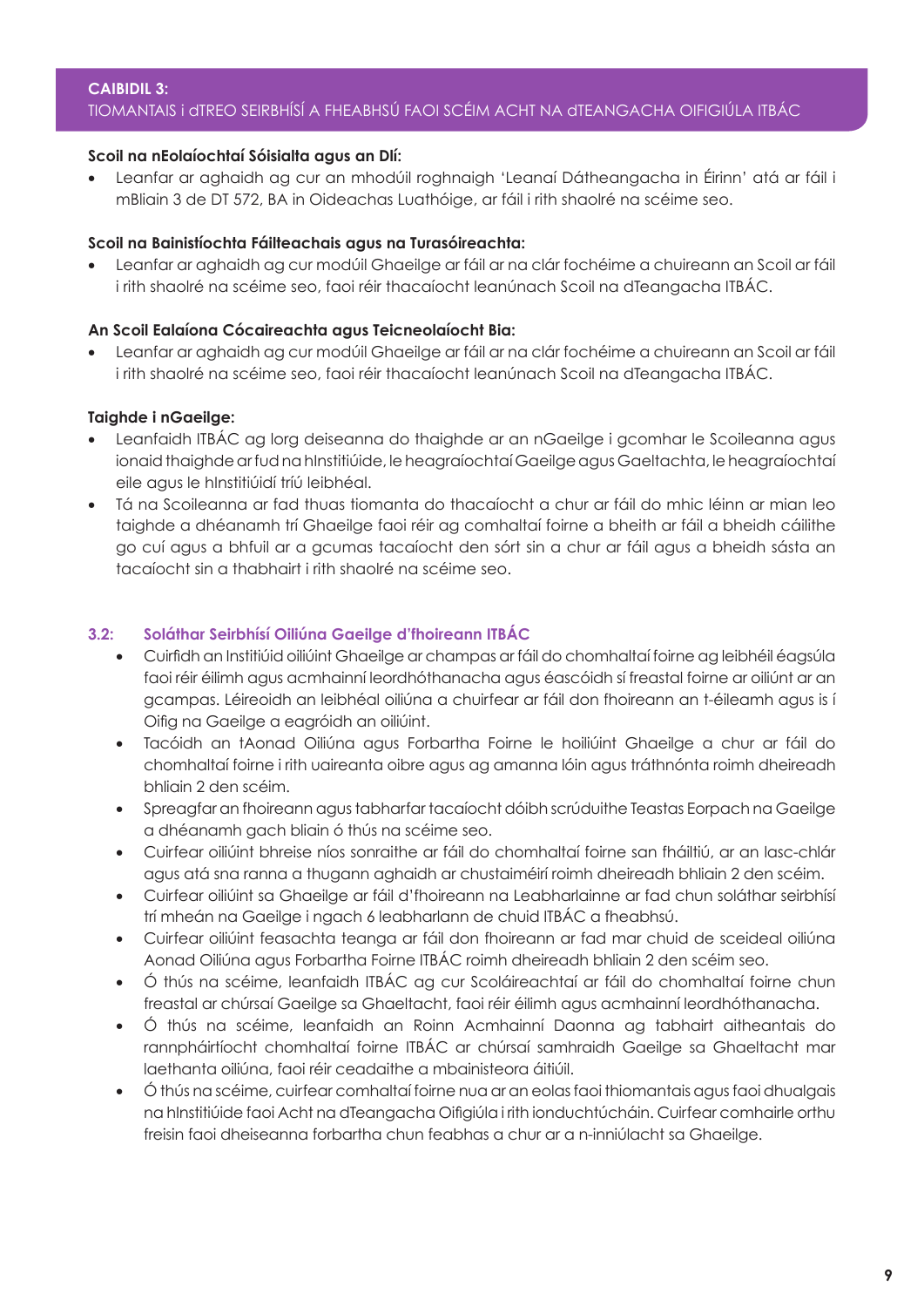**Scoil na nEolaíochtaí Sóisialta agus an Dlí:**

- Leanfar ar aghaidh ag cur an mhodúil roghnaigh 'Leanaí Dátheangacha in Éirinn' atá ar fáil i mBliain 3 de DT 572, BA in Oideachas Luathóige, ar fáil i rith shaolré na scéime seo.

**Scoil na Bainistíochta Fáilteachais agus na Turasóireachta:**

- Leanfar ar aghaidh ag cur modúil Ghaeilge ar fáil ar na clár fochéime a chuireann an Scoil ar fáil i rith shaolré na scéime seo, faoi réir thacaíocht leanúnach Scoil na dTeangacha ITBÁC.

**An Scoil Ealaíona Cócaireachta agus Teicneolaíocht Bia:**

- Leanfar ar aghaidh ag cur modúil Ghaeilge ar fáil ar na clár fochéime a chuireann an Scoil ar fáil i rith shaolré na scéime seo, faoi réir thacaíocht leanúnach Scoil na dTeangacha ITBÁC.

**Taighde i nGaeilge:**

- Leanfaidh ITBÁC ag lorg deiseanna do thaighde ar an nGaeilge i gcomhar le Scoileanna agus ionaid thaighde ar fud na hInstitiúide, le heagraíochtaí Gaeilge agus Gaeltachta, le heagraíochtaí eile agus le hInstitiúidí tríú leibhéal.
- Tá na Scoileanna ar fad thuas tiomanta do thacaíocht a chur ar fáil do mhic léinn ar mian leo taighde a dhéanamh trí Ghaeilge faoi réir ag comhaltaí foirne a bheith ar fáil a bheidh cáilithe go cuí agus a bhfuil ar a gcumas tacaíocht den sórt sin a chur ar fáil agus a bheidh sásta an tacaíocht sin a thabhairt i rith shaolré na scéime seo.

## 3.2: Soláthar Seirbhísí Oiliúna Gaeilge d'fhoireann ITBÁC

- Cuirfidh an Institiúid oiliúint Ghaeilge ar champas ar fáil do chomhaltaí foirne ag leibhéil éagsúla faoi réir éilimh agus acmhainní leordhóthanacha agus éascóidh sí freastal foirne ar oiliúnt ar an gcampas. Léireoidh an leibhéal oiliúna a chuirfear ar fáil don fhoireann an t-éileamh agus is í Oifig na Gaeilge a eagróidh an oiliúint.
- Tacóidh an tAonad Oiliúna agus Forbartha Foirne le hoiliúint Ghaeilge a chur ar fáil do chomhaltaí foirne i rith uaireanta oibre agus ag amanna lóin agus tráthnónta roimh dheireadh bhliain 2 den scéim.
- Spreagfar an fhoireann agus tabharfar tacaíocht dóibh scrúduithe Teastas Eorpach na Gaeilge a dhéanamh gach bliain ó thús na scéime seo.
- Cuirfear oiliúint bhreise níos sonraithe ar fáil do chomhaltaí foirne san fháiltiú, ar an lasc-chlár agus atá sna ranna a thugann aghaidh ar chustaiméirí roimh dheireadh bhliain 2 den scéim.
- Cuirfear oiliúint sa Ghaeilge ar fáil d'fhoireann na Leabharlainne ar fad chun soláthar seirbhísí trí mheán na Gaeilge i ngach 6 leabharlann de chuid ITBÁC a fheabhsú.
- Cuirfear oiliúint feasachta teanga ar fáil don fhoireann ar fad mar chuid de sceideal oiliúna Aonad Oiliúna agus Forbartha Foirne ITBÁC roimh dheireadh bhliain 2 den scéim seo.
- Ó thús na scéime, leanfaidh ITBÁC ag cur Scoláireachtaí ar fáil do chomhaltaí foirne chun freastal ar chúrsaí Gaeilge sa Ghaeltacht, faoi réir éilimh agus acmhainní leordhóthanacha.
- Ó thús na scéime, leanfaidh an Roinn Acmhainní Daonna ag tabhairt aitheantais do rannpháirtíocht chomhaltaí foirne ITBÁC ar chúrsaí samhraidh Gaeilge sa Ghaeltacht mar laethanta oiliúna, faoi réir ceadaithe a mbainisteora áitiúil.
- Ó thús na scéime, cuirfear comhaltaí foirne nua ar an eolas faoi thiomantais agus faoi dhualgais na hInstitiúide faoi Acht na dTeangacha Oifigiúla i rith ionduchtúcháin. Cuirfear comhairle orthu freisin faoi dheiseanna forbartha chun feabhas a chur ar a n-inniúlacht sa Ghaeilge.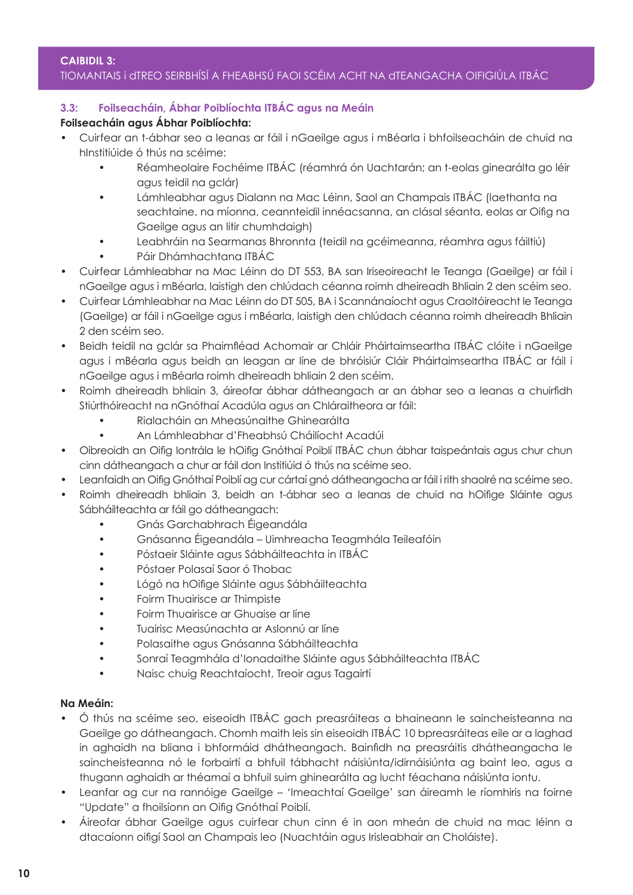**CAIBIDIL 3:**
TIOMANTAIS i dTREO SEIRBHÍSÍ A FHEABHSÚ FAOI SCÉIM ACHT NA dTEANGACHA OIFIGIÚLA ITBÁC

### 3.3: Foilseacháin, Ábhar Poiblíochta ITBÁC agus na Meáin

**Foilseacháin agus Ábhar Poiblíochta:**

- Cuirfear an t-ábhar seo a leanas ar fáil i nGaeilge agus i mBéarla i bhfoilseacháin de chuid na hInstitiúide ó thús na scéime:
  - Réamheolaire Fochéime ITBÁC (réamhrá ón Uachtarán; an t-eolas ginearálta go léir agus teidil na gclár)
  - Lámhleabhar agus Dialann na Mac Léinn, Saol an Champais ITBÁC (laethanta na seachtaine, na míonna, ceannteidil innéacsanna, an clásal séanta, eolas ar Oifig na Gaeilge agus an litir chumhdaigh)
  - Leabhráin na Searmanas Bhronnta (teidil na gcéimeanna, réamhra agus fáiltiú)
  - Páir Dhámhachtana ITBÁC
- Cuirfear Lámhleabhar na Mac Léinn do DT 553, BA san Iriseoireacht le Teanga (Gaeilge) ar fáil i nGaeilge agus i mBéarla, laistigh den chlúdach céanna roimh dheireadh Bhliain 2 den scéim seo.
- Cuirfear Lámhleabhar na Mac Léinn do DT 505, BA i Scannánaíocht agus Craoltóireacht le Teanga (Gaeilge) ar fáil i nGaeilge agus i mBéarla, laistigh den chlúdach céanna roimh dheireadh Bhliain 2 den scéim seo.
- Beidh teidil na gclár sa Phaimfléad Achomair ar Chláir Pháirtaimseartha ITBÁC clóite i nGaeilge agus i mBéarla agus beidh an leagan ar líne de bhróisiúr Cláir Pháirtaimseartha ITBÁC ar fáil i nGaeilge agus i mBéarla roimh dheireadh bhliain 2 den scéim.
- Roimh dheireadh bhliain 3, áireofar ábhar dátheangach ar an ábhar seo a leanas a chuirfidh Stiúrthóireacht na nGnóthaí Acadúla agus an Chláraitheora ar fáil:
  - Rialacháin an Mheasúnaithe Ghinearálta
  - An Lámhleabhar d'Fheabhsú Cháilíocht Acadúi
- Oibreoidh an Oifig Iontrála le hOifig Gnóthaí Poiblí ITBÁC chun ábhar taispeántais agus chur chun cinn dátheangach a chur ar fáil don Institiúid ó thús na scéime seo.
- Leanfaidh an Oifig Gnóthaí Poiblí ag cur cártaí gnó dátheangacha ar fáil i rith shaolré na scéime seo.
- Roimh dheireadh bhliain 3, beidh an t-ábhar seo a leanas de chuid na hOifige Sláinte agus Sábháilteachta ar fáil go dátheangach:
  - Gnás Garchabhrach Éigeandála
  - Gnásanna Éigeandála – Uimhreacha Teagmhála Teileafóin
  - Póstaeir Sláinte agus Sábháilteachta in ITBÁC
  - Póstaer Polasaí Saor ó Thobac
  - Lógó na hOifige Sláinte agus Sábháilteachta
  - Foirm Thuairisce ar Thimpiste
  - Foirm Thuairisce ar Ghuaise ar líne
  - Tuairisc Measúnachta ar Aslonnú ar líne
  - Polasaithe agus Gnásanna Sábháilteachta
  - Sonraí Teagmhála d'Ionadaithe Sláinte agus Sábháilteachta ITBÁC
  - Naisc chuig Reachtaíocht, Treoir agus Tagairtí

**Na Meáin:**

- Ó thús na scéime seo, eiseoidh ITBÁC gach preasráiteas a bhaineann le saincheisteanna na Gaeilge go dátheangach. Chomh maith leis sin eiseoidh ITBÁC 10 bpreasráiteas eile ar a laghad in aghaidh na bliana i bhformáid dhátheangach. Bainfidh na preasráitis dhátheangacha le saincheisteanna nó le forbairtí a bhfuil tábhacht náisiúnta/idirnáisiúnta ag baint leo, agus a thugann aghaidh ar théamaí a bhfuil suim ghinearálta ag lucht féachana náisiúnta iontu.
- Leanfar ag cur na rannóige Gaeilge – 'Imeachtaí Gaeilge' san áireamh le ríomhiris na foirne "Update" a fhoilsíonn an Oifig Gnóthaí Poiblí.
- Áireofar ábhar Gaeilge agus cuirfear chun cinn é in aon mheán de chuid na mac léinn a dtacaíonn oifigí Saol an Champais leo (Nuachtáin agus Irisleabhair an Choláiste).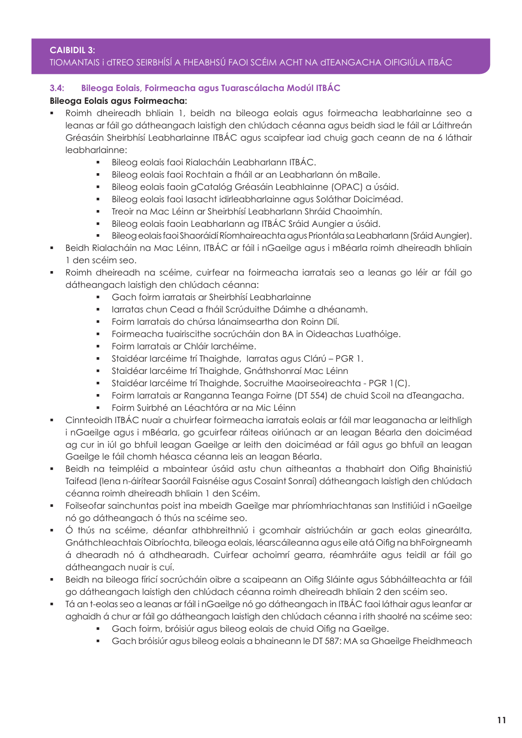**CAIBIDIL 3:**
TIOMANTAIS i dTREO SEIRBHÍSÍ A FHEABHSÚ FAOI SCÉIM ACHT NA dTEANGACHA OIFIGIÚLA ITBÁC

### 3.4: Bileoga Eolais, Foirmeacha agus Tuarascálacha Modúl ITBÁC

**Bileoga Eolais agus Foirmeacha:**

- Roimh dheireadh bhliain 1, beidh na bileoga eolais agus foirmeacha leabharlainne seo a leanas ar fáil go dátheangach laistigh den chlúdach céanna agus beidh siad le fáil ar Láithreán Gréasáin Sheirbhísí Leabharlainne ITBÁC agus scaipfear iad chuig gach ceann de na 6 láthair leabharlainne:
    - Bileog eolais faoi Rialacháin Leabharlann ITBÁC.
    - Bileog eolais faoi Rochtain a fháil ar an Leabharlann ón mBaile.
    - Bileog eolais faoin gCatalóg Gréasáin Leabhlainne (OPAC) a úsáid.
    - Bileog eolais faoi Iasacht idirleabharlainne agus Soláthar Doiciméad.
    - Treoir na Mac Léinn ar Sheirbhísí Leabharlann Shráid Chaoimhín.
    - Bileog eolais faoin Leabharlann ag ITBÁC Sráid Aungier a úsáid.
    - Bileog eolais faoi Shaoráidí Ríomhaireachta agus Priontála sa Leabharlann (Sráid Aungier).
- Beidh Rialacháin na Mac Léinn, ITBÁC ar fáil i nGaeilge agus i mBéarla roimh dheireadh bhliain 1 den scéim seo.
- Roimh dheireadh na scéime, cuirfear na foirmeacha iarratais seo a leanas go léir ar fáil go dátheangach laistigh den chlúdach céanna:
    - Gach foirm iarratais ar Sheirbhísí Leabharlainne
    - Iarratas chun Cead a fháil Scrúduithe Dáimhe a dhéanamh.
    - Foirm Iarratais do chúrsa lánaimseartha don Roinn Dlí.
    - Foirmeacha tuairiscithe socrúcháin don BA in Oideachas Luathóige.
    - Foirm Iarratais ar Chláir Iarchéime.
    - Staidéar Iarchéime trí Thaighde, Iarratas agus Clárú – PGR 1.
    - Staidéar Iarchéime trí Thaighde, Gnáthshonraí Mac Léinn
    - Staidéar Iarchéime trí Thaighde, Socruithe Maoirseoireachta - PGR 1(C).
    - Foirm Iarratais ar Ranganna Teanga Foirne (DT 554) de chuid Scoil na dTeangacha.
    - Foirm Suirbhé an Léachtóra ar na Mic Léinn
- Cinnteoidh ITBÁC nuair a chuirfear foirmeacha iarratais eolais ar fáil mar leaganacha ar leithligh i nGaeilge agus i mBéarla, go gcuirfear ráiteas oiriúnach ar an leagan Béarla den doiciméad ag cur in iúl go bhfuil leagan Gaeilge ar leith den doiciméad ar fáil agus go bhfuil an leagan Gaeilge le fáil chomh héasca céanna leis an leagan Béarla.
- Beidh na teimpléid a mbaintear úsáid astu chun aitheantas a thabhairt don Oifig Bhainistiú Taifead (lena n-áirítear Saoráil Faisnéise agus Cosaint Sonraí) dátheangach laistigh den chlúdach céanna roimh dheireadh bhliain 1 den Scéim.
- Foilseofar sainchuntas poist ina mbeidh Gaeilge mar phríomhriachtanas san Institiúid i nGaeilge nó go dátheangach ó thús na scéime seo.
- Ó thús na scéime, déanfar athbhreithniú i gcomhair aistriúcháin ar gach eolas ginearálta, Gnáthchleachtais Oibríochta, bileoga eolais, léarscáileanna agus eile atá Oifig na bhFoirgneamh á dhearadh nó á athdhearadh. Cuirfear achoimrí gearra, réamhráite agus teidil ar fáil go dátheangach nuair is cuí.
- Beidh na bileoga fíricí socrúcháin oibre a scaipeann an Oifig Sláinte agus Sábháilteachta ar fáil go dátheangach laistigh den chlúdach céanna roimh dheireadh bhliain 2 den scéim seo.
- Tá an t-eolas seo a leanas ar fáil i nGaeilge nó go dátheangach in ITBÁC faoi láthair agus leanfar ar aghaidh á chur ar fáil go dátheangach laistigh den chlúdach céanna i rith shaolré na scéime seo:
    - Gach foirm, bróisiúr agus bileog eolais de chuid Oifig na Gaeilge.
    - Gach bróisiúr agus bileog eolais a bhaineann le DT 587: MA sa Ghaeilge Fheidhmeach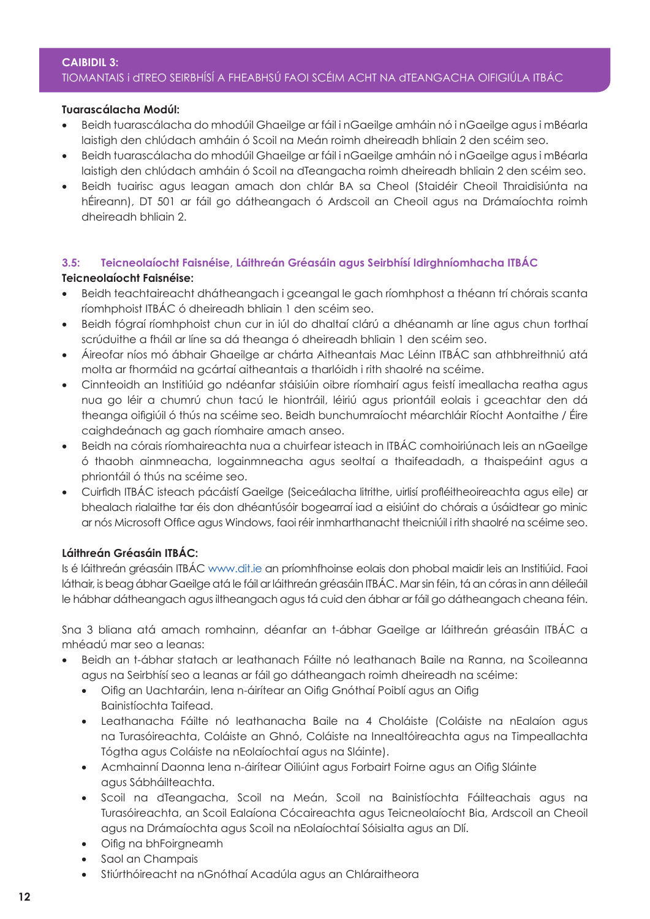## CAIBIDIL 3:
TIOMANTAIS i dTREO SEIRBHÍSÍ A FHEABHSÚ FAOI SCÉIM ACHT NA dTEANGACHA OIFIGIÚLA ITBÁC

**Tuarascálacha Modúl:**

- Beidh tuarascálacha do mhodúil Ghaeilge ar fáil i nGaeilge amháin nó i nGaeilge agus i mBéarla laistigh den chlúdach amháin ó Scoil na Meán roimh dheireadh bhliain 2 den scéim seo.
- Beidh tuarascálacha do mhodúil Ghaeilge ar fáil i nGaeilge amháin nó i nGaeilge agus i mBéarla laistigh den chlúdach amháin ó Scoil na dTeangacha roimh dheireadh bhliain 2 den scéim seo.
- Beidh tuairisc agus leagan amach don chlár BA sa Cheol (Staidéir Cheoil Thraidisiúnta na hÉireann), DT 501 ar fáil go dátheangach ó Ardscoil an Cheoil agus na Drámaíochta roimh dheireadh bhliain 2.

### 3.5: Teicneolaíocht Faisnéise, Láithreán Gréasáin agus Seirbhísí Idirghníomhacha ITBÁC

**Teicneolaíocht Faisnéise:**

- Beidh teachtaireacht dhátheangach i gceangal le gach ríomhphost a théann trí chórais scanta ríomhphoist ITBÁC ó dheireadh bhliain 1 den scéim seo.
- Beidh fógraí ríomhphoist chun cur in iúl do dhaltaí clárú a dhéanamh ar líne agus chun torthaí scrúduithe a fháil ar líne sa dá theanga ó dheireadh bhliain 1 den scéim seo.
- Áireofar níos mó ábhair Ghaeilge ar chárta Aitheantais Mac Léinn ITBÁC san athbhreithniú atá molta ar fhormáid na gcártaí aitheantais a tharlóidh i rith shaolré na scéime.
- Cinnteoidh an Institiúid go ndéanfar stáisiúin oibre ríomhairí agus feistí imeallacha reatha agus nua go léir a chumrú chun tacú le hiontráil, léiriú agus priontáil eolais i gceachtar den dá theanga oifigiúil ó thús na scéime seo. Beidh bunchumraíocht méarchláir Ríocht Aontaithe / Éire caighdeánach ag gach ríomhaire amach anseo.
- Beidh na córais ríomhaireachta nua a chuirfear isteach in ITBÁC comhoiriúnach leis an nGaeilge ó thaobh ainmneacha, logainmneacha agus seoltaí a thaifeadadh, a thaispeáint agus a phriontáil ó thús na scéime seo.
- Cuirfidh ITBÁC isteach pácáistí Gaeilge (Seiceálacha litrithe, uirlisí profléitheoireachta agus eile) ar bhealach rialaithe tar éis don dhéantúsóir bogearraí iad a eisiúint do chórais a úsáidtear go minic ar nós Microsoft Office agus Windows, faoi réir inmharthanacht theicniúil i rith shaolré na scéime seo.

**Láithreán Gréasáin ITBÁC:**

Is é láithreán gréasáin ITBÁC www.dit.ie an príomhfhoinse eolais don phobal maidir leis an Institiúid. Faoi láthair, is beag ábhar Gaeilge atá le fáil ar láithreán gréasáin ITBÁC. Mar sin féin, tá an córas in ann déileáil le hábhar dátheangach agus iltheangach agus tá cuid den ábhar ar fáil go dátheangach cheana féin.

Sna 3 bliana atá amach romhainn, déanfar an t-ábhar Gaeilge ar láithreán gréasáin ITBÁC a mhéadú mar seo a leanas:

- Beidh an t-ábhar statach ar leathanach Fáilte nó leathanach Baile na Ranna, na Scoileanna agus na Seirbhísí seo a leanas ar fáil go dátheangach roimh dheireadh na scéime:
  - Oifig an Uachtaráin, lena n-áirítear an Oifig Gnóthaí Poiblí agus an Oifig Bainistíochta Taifead.
  - Leathanacha Fáilte nó leathanacha Baile na 4 Choláiste (Coláiste na nEalaíon agus na Turasóireachta, Coláiste an Ghnó, Coláiste na Innealtóireachta agus na Timpeallachta Tógtha agus Coláiste na nEolaíochtaí agus na Sláinte).
  - Acmhainní Daonna lena n-áirítear Oiliúint agus Forbairt Foirne agus an Oifig Sláinte agus Sábháilteachta.
  - Scoil na dTeangacha, Scoil na Meán, Scoil na Bainistíochta Fáilteachais agus na Turasóireachta, an Scoil Ealaíona Cócaireachta agus Teicneolaíocht Bia, Ardscoil an Cheoil agus na Drámaíochta agus Scoil na nEolaíochtaí Sóisialta agus an Dlí.
  - Oifig na bhFoirgneamh
  - Saol an Champais
  - Stiúrthóireacht na nGnóthaí Acadúla agus an Chláraitheora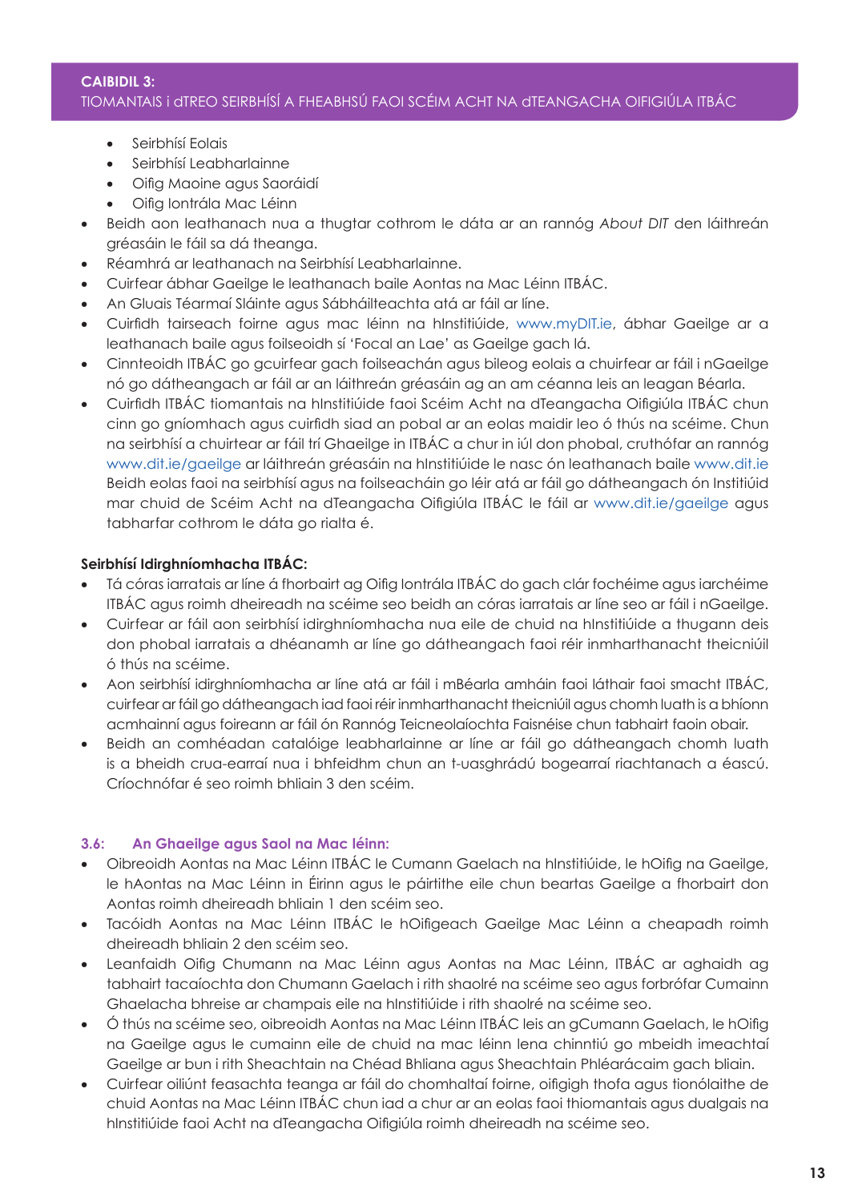- Seirbhísí Eolais
  - Seirbhísí Leabharlainne
  - Oifig Maoine agus Saoráidí
  - Oifig Iontrála Mac Léinn
- Beidh aon leathanach nua a thugtar cothrom le dáta ar an rannóg *About DIT* den láithreán gréasáin le fáil sa dá theanga.
- Réamhrá ar leathanach na Seirbhísí Leabharlainne.
- Cuirfear ábhar Gaeilge le leathanach baile Aontas na Mac Léinn ITBÁC.
- An Gluais Téarmaí Sláinte agus Sábháilteachta atá ar fáil ar líne.
- Cuirfidh tairseach foirne agus mac léinn na hInstitiúide, www.myDIT.ie, ábhar Gaeilge ar a leathanach baile agus foilseoidh sí 'Focal an Lae' as Gaeilge gach lá.
- Cinnteoidh ITBÁC go gcuirfear gach foilseachán agus bileog eolais a chuirfear ar fáil i nGaeilge nó go dátheangach ar fáil ar an láithreán gréasáin ag an am céanna leis an leagan Béarla.
- Cuirfidh ITBÁC tiomantais na hInstitiúide faoi Scéim Acht na dTeangacha Oifigiúla ITBÁC chun cinn go gníomhach agus cuirfidh siad an pobal ar an eolas maidir leo ó thús na scéime. Chun na seirbhísí a chuirtear ar fáil trí Ghaeilge in ITBÁC a chur in iúl don phobal, cruthófar an rannóg www.dit.ie/gaeilge ar láithreán gréasáin na hInstitiúide le nasc ón leathanach baile www.dit.ie Beidh eolas faoi na seirbhísí agus na foilseacháin go léir atá ar fáil go dátheangach ón Institiúid mar chuid de Scéim Acht na dTeangacha Oifigiúla ITBÁC le fáil ar www.dit.ie/gaeilge agus tabharfar cothrom le dáta go rialta é.

**Seirbhísí Idirghníomhacha ITBÁC:**

- Tá córas iarratais ar líne á fhorbairt ag Oifig Iontrála ITBÁC do gach clár fochéime agus iarchéime ITBÁC agus roimh dheireadh na scéime seo beidh an córas iarratais ar líne seo ar fáil i nGaeilge.
- Cuirfear ar fáil aon seirbhísí idirghníomhacha nua eile de chuid na hInstitiúide a thugann deis don phobal iarratais a dhéanamh ar líne go dátheangach faoi réir inmharthanacht theicniúil ó thús na scéime.
- Aon seirbhísí idirghníomhacha ar líne atá ar fáil i mBéarla amháin faoi láthair faoi smacht ITBÁC, cuirfear ar fáil go dátheangach iad faoi réir inmharthanacht theicniúil agus chomh luath is a bhíonn acmhainní agus foireann ar fáil ón Rannóg Teicneolaíochta Faisnéise chun tabhairt faoin obair.
- Beidh an comhéadan catalóige leabharlainne ar líne ar fáil go dátheangach chomh luath is a bheidh crua-earraí nua i bhfeidhm chun an t-uasghrádú bogearraí riachtanach a éascú. Críochnófar é seo roimh bhliain 3 den scéim.

### 3.6: An Ghaeilge agus Saol na Mac léinn:

- Oibreoidh Aontas na Mac Léinn ITBÁC le Cumann Gaelach na hInstitiúide, le hOifig na Gaeilge, le hAontas na Mac Léinn in Éirinn agus le páirtithe eile chun beartas Gaeilge a fhorbairt don Aontas roimh dheireadh bhliain 1 den scéim seo.
- Tacóidh Aontas na Mac Léinn ITBÁC le hOifigeach Gaeilge Mac Léinn a cheapadh roimh dheireadh bhliain 2 den scéim seo.
- Leanfaidh Oifig Chumann na Mac Léinn agus Aontas na Mac Léinn, ITBÁC ar aghaidh ag tabhairt tacaíochta don Chumann Gaelach i rith shaolré na scéime seo agus forbrófar Cumainn Ghaelacha bhreise ar champais eile na hInstitiúide i rith shaolré na scéime seo.
- Ó thús na scéime seo, oibreoidh Aontas na Mac Léinn ITBÁC leis an gCumann Gaelach, le hOifig na Gaeilge agus le cumainn eile de chuid na mac léinn lena chinntiú go mbeidh imeachtaí Gaeilge ar bun i rith Sheachtain na Chéad Bhliana agus Sheachtain Phléarácaim gach bliain.
- Cuirfear oiliúnt feasachta teanga ar fáil do chomhaltaí foirne, oifigigh thofa agus tionólaithe de chuid Aontas na Mac Léinn ITBÁC chun iad a chur ar an eolas faoi thiomantais agus dualgais na hInstitiúide faoi Acht na dTeangacha Oifigiúla roimh dheireadh na scéime seo.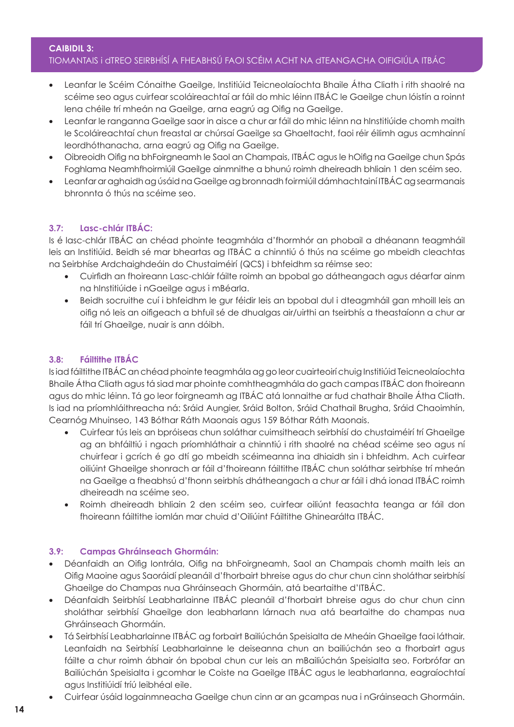**CAIBIDIL 3:**
TIOMANTAIS i dTREO SEIRBHÍSÍ A FHEABHSÚ FAOI SCÉIM ACHT NA dTEANGACHA OIFIGIÚLA ITBÁC

- Leanfar le Scéim Cónaithe Gaeilge, Institiúid Teicneolaíochta Bhaile Átha Cliath i rith shaolré na scéime seo agus cuirfear scoláireachtaí ar fáil do mhic léinn ITBÁC le Gaeilge chun lóistín a roinnt lena chéile trí mheán na Gaeilge, arna eagrú ag Oifig na Gaeilge.
- Leanfar le ranganna Gaeilge saor in aisce a chur ar fáil do mhic léinn na hInstitiúide chomh maith le Scoláireachtaí chun freastal ar chúrsaí Gaeilge sa Ghaeltacht, faoi réir éilimh agus acmhainní leordhóthanacha, arna eagrú ag Oifig na Gaeilge.
- Oibreoidh Oifig na bhFoirgneamh le Saol an Champais, ITBÁC agus le hOifig na Gaeilge chun Spás Foghlama Neamhfhoirmiúil Gaeilge ainmnithe a bhunú roimh dheireadh bhliain 1 den scéim seo.
- Leanfar ar aghaidh ag úsáid na Gaeilge ag bronnadh foirmiúil dámhachtainí ITBÁC ag searmanais bhronnta ó thús na scéime seo.

### 3.7: Lasc-chlár ITBÁC:

Is é lasc-chlár ITBÁC an chéad phointe teagmhála d'fhormhór an phobail a dhéanann teagmháil leis an Institiúid. Beidh sé mar bheartas ag ITBÁC a chinntiú ó thús na scéime go mbeidh cleachtas na Seirbhíse Ardchaighdeáin do Chustaiméirí (QCS) i bhfeidhm sa réimse seo:

- Cuirfidh an fhoireann Lasc-chláir fáilte roimh an bpobal go dátheangach agus déarfar ainm na hInstitiúide i nGaeilge agus i mBéarla.
- Beidh socruithe cuí i bhfeidhm le gur féidir leis an bpobal dul i dteagmháil gan mhoill leis an oifig nó leis an oifigeach a bhfuil sé de dhualgas air/uirthi an tseirbhís a theastaíonn a chur ar fáil trí Ghaeilge, nuair is ann dóibh.

### 3.8: Fáiltithe ITBÁC

Is iad fáiltithe ITBÁC an chéad phointe teagmhála ag go leor cuairteoirí chuig Institiúid Teicneolaíochta Bhaile Átha Cliath agus tá siad mar phointe comhtheagmhála do gach campas ITBÁC don fhoireann agus do mhic léinn. Tá go leor foirgneamh ag ITBÁC atá lonnaithe ar fud chathair Bhaile Átha Cliath. Is iad na príomhláithreacha ná: Sráid Aungier, Sráid Bolton, Sráid Chathail Brugha, Sráid Chaoimhín, Cearnóg Mhuinseo, 143 Bóthar Ráth Maonais agus 159 Bóthar Ráth Maonais.

- Cuirfear tús leis an bpróiseas chun soláthar cuimsitheach seirbhísí do chustaiméirí trí Ghaeilge ag an bhfáiltiú i ngach príomhláthair a chinntiú i rith shaolré na chéad scéime seo agus ní chuirfear i gcrích é go dtí go mbeidh scéimeanna ina dhiaidh sin i bhfeidhm. Ach cuirfear oiliúint Ghaeilge shonrach ar fáil d'fhoireann fáiltithe ITBÁC chun soláthar seirbhíse trí mheán na Gaeilge a fheabhsú d'fhonn seirbhís dhátheangach a chur ar fáil i dhá ionad ITBÁC roimh dheireadh na scéime seo.
- Roimh dheireadh bhliain 2 den scéim seo, cuirfear oiliúnt feasachta teanga ar fáil don fhoireann fáiltithe iomlán mar chuid d'Oiliúint Fáiltithe Ghinearálta ITBÁC.

### 3.9: Campas Ghráinseach Ghormáin:

- Déanfaidh an Oifig Iontrála, Oifig na bhFoirgneamh, Saol an Champais chomh maith leis an Oifig Maoine agus Saoráidí pleanáil d'fhorbairt bhreise agus do chur chun cinn sholáthar seirbhísí Ghaeilge do Champas nua Ghráinseach Ghormáin, atá beartaithe d'ITBÁC.
- Déanfaidh Seirbhísí Leabharlainne ITBÁC pleanáil d'fhorbairt bhreise agus do chur chun cinn sholáthar seirbhísí Ghaeilge don leabharlann lárnach nua atá beartaithe do champas nua Ghráinseach Ghormáin.
- Tá Seirbhísí Leabharlainne ITBÁC ag forbairt Bailiúchán Speisialta de Mheáin Ghaeilge faoi láthair. Leanfaidh na Seirbhísí Leabharlainne le deiseanna chun an bailiúchán seo a fhorbairt agus fáilte a chur roimh ábhair ón bpobal chun cur leis an mBailiúchán Speisialta seo. Forbrófar an Bailiúchán Speisialta i gcomhar le Coiste na Gaeilge ITBÁC agus le leabharlanna, eagraíochtaí agus Institiúidí tríú leibhéal eile.
- Cuirfear úsáid logainmneacha Gaeilge chun cinn ar an gcampas nua i nGráinseach Ghormáin.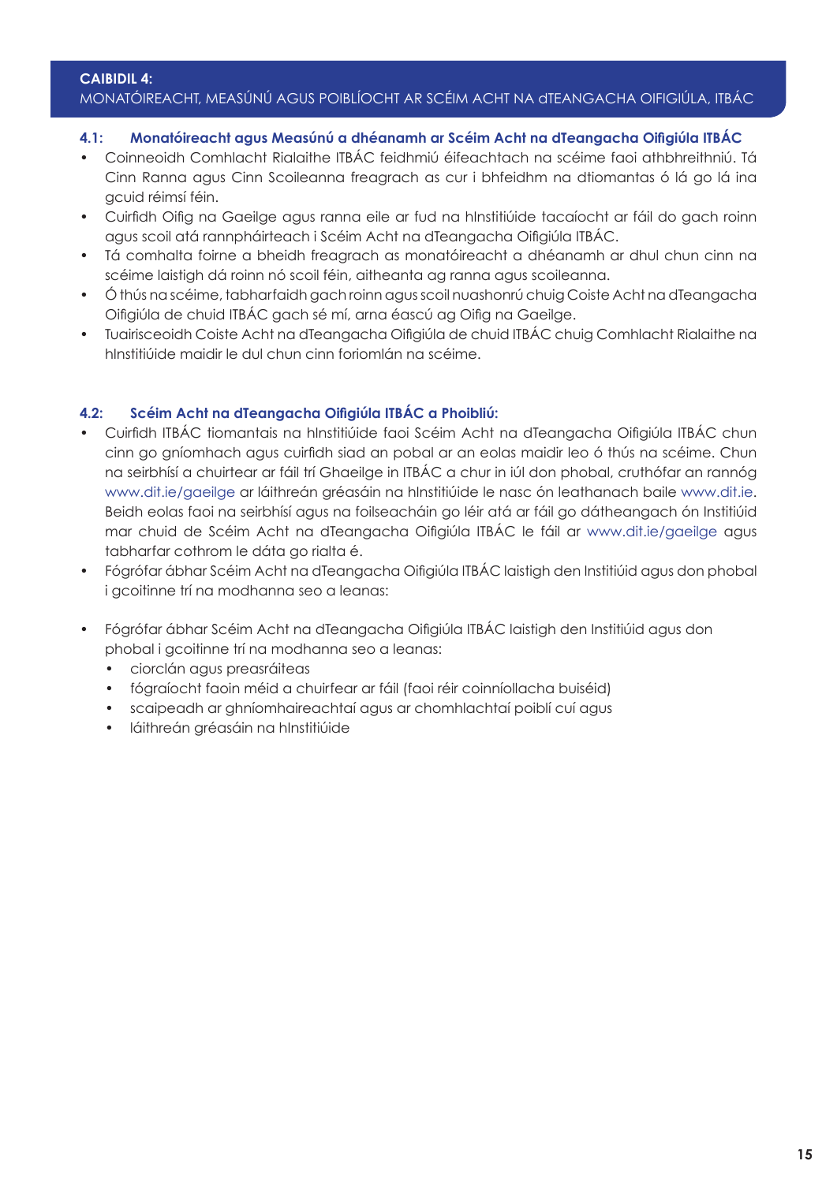## CAIBIDIL 4:
MONATÓIREACHT, MEASÚNÚ AGUS POIBLÍOCHT AR SCÉIM ACHT NA dTEANGACHA OIFIGIÚLA, ITBÁC

### 4.1: Monatóireacht agus Measúnú a dhéanamh ar Scéim Acht na dTeangacha Oifigiúla ITBÁC

- Coinneoidh Comhlacht Rialaithe ITBÁC feidhmiú éifeachtach na scéime faoi athbhreithniú. Tá Cinn Ranna agus Cinn Scoileanna freagrach as cur i bhfeidhm na dtiomantas ó lá go lá ina gcuid réimsí féin.
- Cuirfidh Oifig na Gaeilge agus ranna eile ar fud na hInstitiúide tacaíocht ar fáil do gach roinn agus scoil atá rannpháirteach i Scéim Acht na dTeangacha Oifigiúla ITBÁC.
- Tá comhalta foirne a bheidh freagrach as monatóireacht a dhéanamh ar dhul chun cinn na scéime laistigh dá roinn nó scoil féin, aitheanta ag ranna agus scoileanna.
- Ó thús na scéime, tabharfaidh gach roinn agus scoil nuashonrú chuig Coiste Acht na dTeangacha Oifigiúla de chuid ITBÁC gach sé mí, arna éascú ag Oifig na Gaeilge.
- Tuairisceoidh Coiste Acht na dTeangacha Oifigiúla de chuid ITBÁC chuig Comhlacht Rialaithe na hInstitiúide maidir le dul chun cinn foriomlán na scéime.

### 4.2: Scéim Acht na dTeangacha Oifigiúla ITBÁC a Phoibliú:

- Cuirfidh ITBÁC tiomantais na hInstitiúide faoi Scéim Acht na dTeangacha Oifigiúla ITBÁC chun cinn go gníomhach agus cuirfidh siad an pobal ar an eolas maidir leo ó thús na scéime. Chun na seirbhísí a chuirtear ar fáil trí Ghaeilge in ITBÁC a chur in iúl don phobal, cruthófar an rannóg www.dit.ie/gaeilge ar láithreán gréasáin na hInstitiúide le nasc ón leathanach baile www.dit.ie. Beidh eolas faoi na seirbhísí agus na foilseacháin go léir atá ar fáil go dátheangach ón Institiúid mar chuid de Scéim Acht na dTeangacha Oifigiúla ITBÁC le fáil ar www.dit.ie/gaeilge agus tabharfar cothrom le dáta go rialta é.
- Fógrófar ábhar Scéim Acht na dTeangacha Oifigiúla ITBÁC laistigh den Institiúid agus don phobal i gcoitinne trí na modhanna seo a leanas:

- Fógrófar ábhar Scéim Acht na dTeangacha Oifigiúla ITBÁC laistigh den Institiúid agus don phobal i gcoitinne trí na modhanna seo a leanas:
  - ciorclán agus preasráiteas
  - fógraíocht faoin méid a chuirfear ar fáil (faoi réir coinníollacha buiséid)
  - scaipeadh ar ghníomhaireachtaí agus ar chomhlachtaí poiblí cuí agus
  - láithreán gréasáin na hInstitiúide